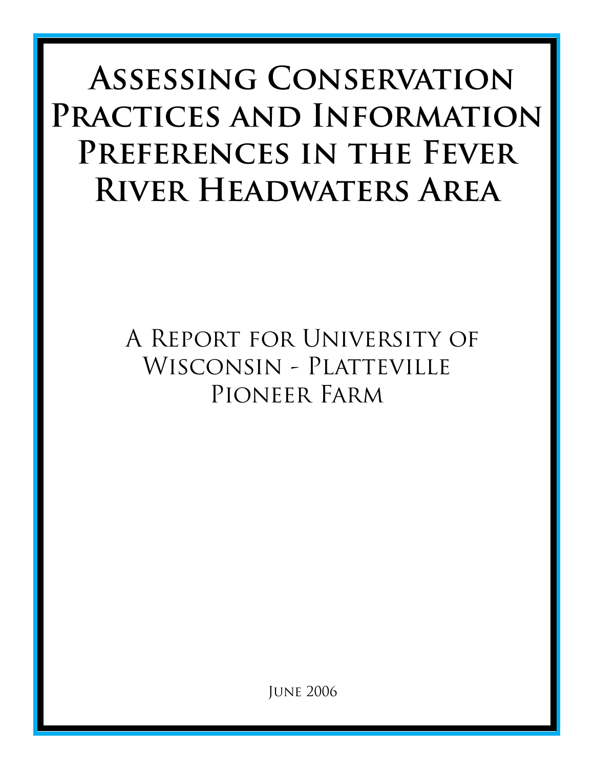# Assessing Conservation Practices and Information Preferences in the Fever River Headwaters Area

A Report for University of Wisconsin - Platteville Pioneer Farm

June 2006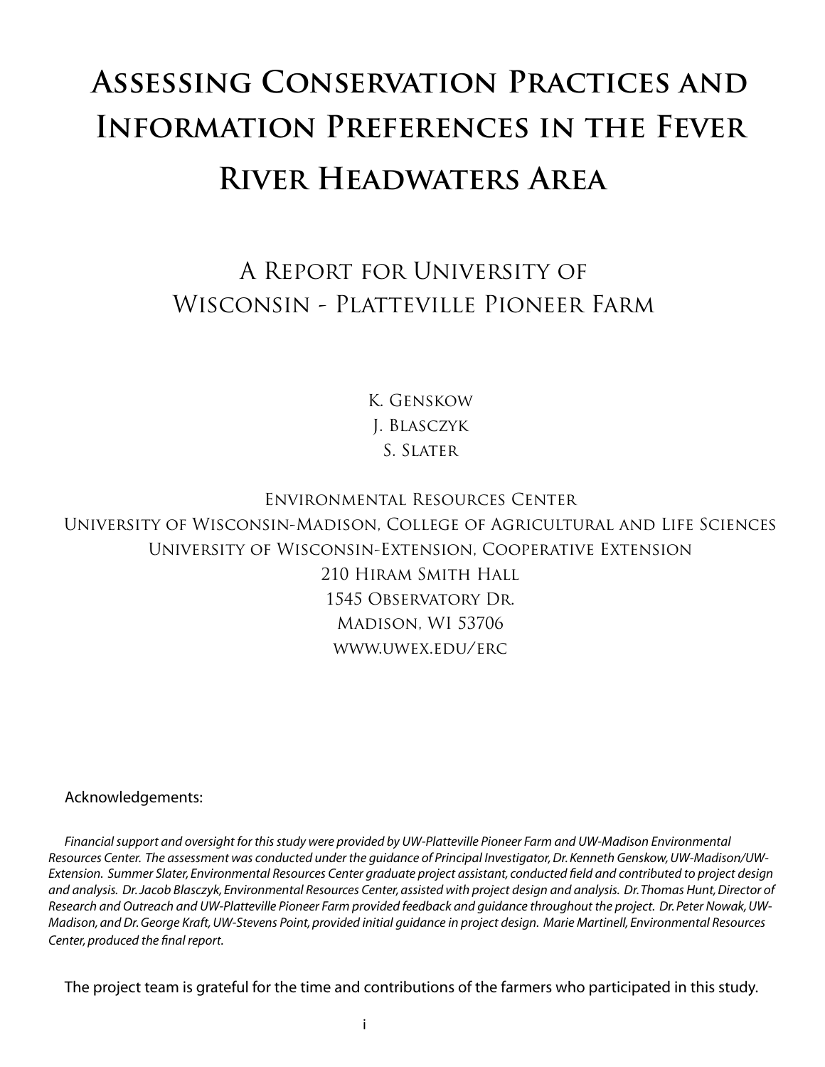# Assessing Conservation Practices and Information Preferences in the Fever River Headwaters Area

## A Report for University of Wisconsin - Platteville Pioneer Farm

K. Genskow
J. Blasczyk
S. Slater

Environmental Resources Center
University of Wisconsin-Madison, College of Agricultural and Life Sciences
University of Wisconsin-Extension, Cooperative Extension
210 Hiram Smith Hall
1545 Observatory Dr.
Madison, WI 53706
www.uwex.edu/erc

Acknowledgements:

*Financial support and oversight for this study were provided by UW-Platteville Pioneer Farm and UW-Madison Environmental Resources Center. The assessment was conducted under the guidance of Principal Investigator, Dr. Kenneth Genskow, UW-Madison/UW-Extension. Summer Slater, Environmental Resources Center graduate project assistant, conducted field and contributed to project design and analysis. Dr. Jacob Blasczyk, Environmental Resources Center, assisted with project design and analysis. Dr. Thomas Hunt, Director of Research and Outreach and UW-Platteville Pioneer Farm provided feedback and guidance throughout the project. Dr. Peter Nowak, UW-Madison, and Dr. George Kraft, UW-Stevens Point, provided initial guidance in project design. Marie Martinell, Environmental Resources Center, produced the final report.*

The project team is grateful for the time and contributions of the farmers who participated in this study.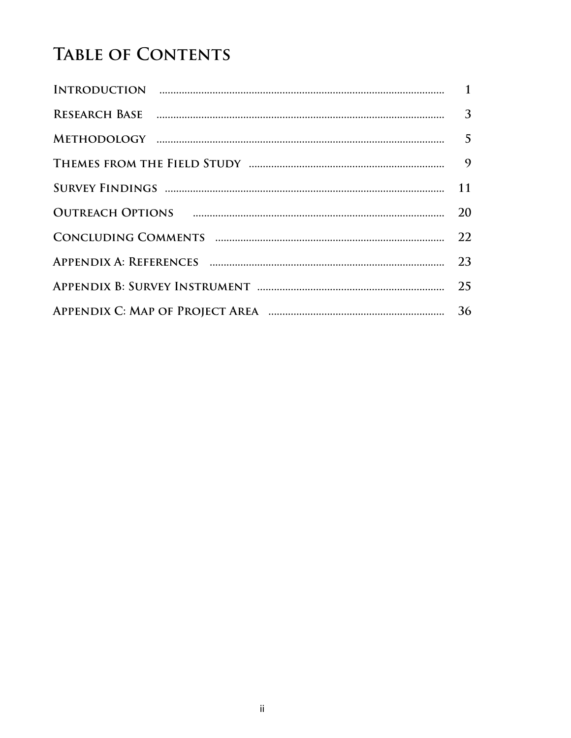# Table of Contents

| Section | Page |
| --- | --- |
| Introduction | 1 |
| Research Base | 3 |
| Methodology | 5 |
| Themes from the Field Study | 9 |
| Survey Findings | 11 |
| Outreach Options | 20 |
| Concluding Comments | 22 |
| Appendix A: References | 23 |
| Appendix B: Survey Instrument | 25 |
| Appendix C: Map of Project Area | 36 |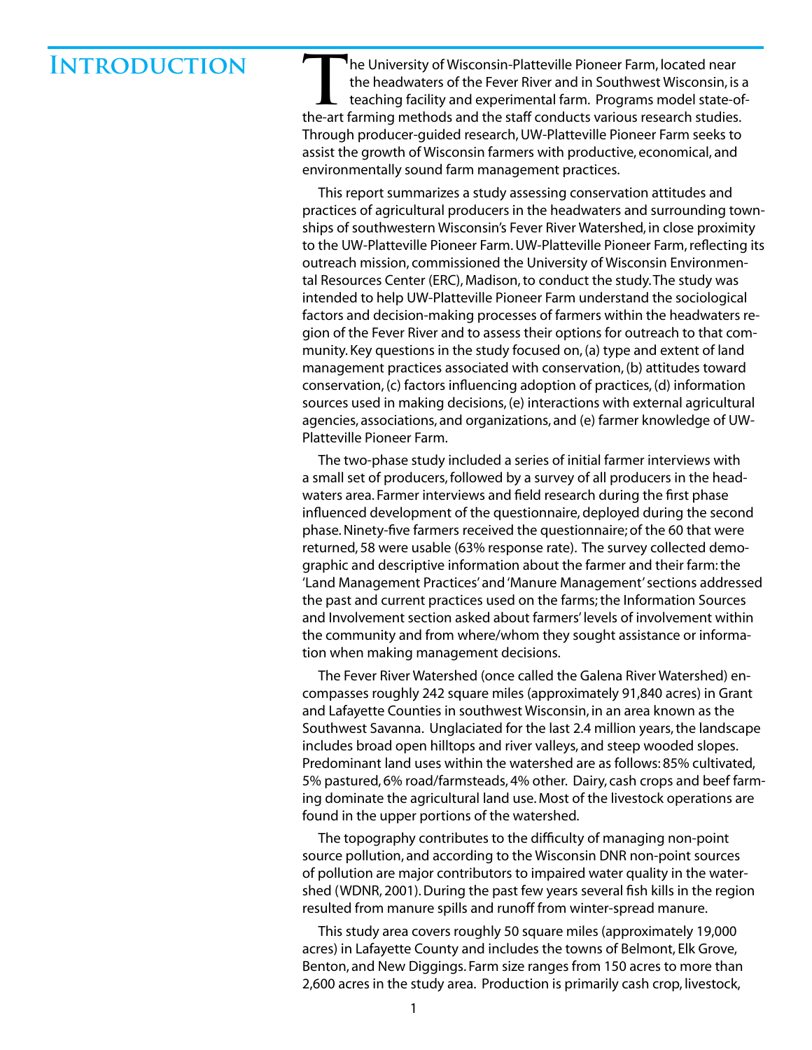# Introduction

The University of Wisconsin-Platteville Pioneer Farm, located near the headwaters of the Fever River and in Southwest Wisconsin, is a teaching facility and experimental farm. Programs model state-of-the-art farming methods and the staff conducts various research studies. Through producer-guided research, UW-Platteville Pioneer Farm seeks to assist the growth of Wisconsin farmers with productive, economical, and environmentally sound farm management practices.

This report summarizes a study assessing conservation attitudes and practices of agricultural producers in the headwaters and surrounding townships of southwestern Wisconsin's Fever River Watershed, in close proximity to the UW-Platteville Pioneer Farm. UW-Platteville Pioneer Farm, reflecting its outreach mission, commissioned the University of Wisconsin Environmental Resources Center (ERC), Madison, to conduct the study. The study was intended to help UW-Platteville Pioneer Farm understand the sociological factors and decision-making processes of farmers within the headwaters region of the Fever River and to assess their options for outreach to that community. Key questions in the study focused on, (a) type and extent of land management practices associated with conservation, (b) attitudes toward conservation, (c) factors influencing adoption of practices, (d) information sources used in making decisions, (e) interactions with external agricultural agencies, associations, and organizations, and (e) farmer knowledge of UW-Platteville Pioneer Farm.

The two-phase study included a series of initial farmer interviews with a small set of producers, followed by a survey of all producers in the headwaters area. Farmer interviews and field research during the first phase influenced development of the questionnaire, deployed during the second phase. Ninety-five farmers received the questionnaire; of the 60 that were returned, 58 were usable (63% response rate). The survey collected demographic and descriptive information about the farmer and their farm: the 'Land Management Practices' and 'Manure Management' sections addressed the past and current practices used on the farms; the Information Sources and Involvement section asked about farmers' levels of involvement within the community and from where/whom they sought assistance or information when making management decisions.

The Fever River Watershed (once called the Galena River Watershed) encompasses roughly 242 square miles (approximately 91,840 acres) in Grant and Lafayette Counties in southwest Wisconsin, in an area known as the Southwest Savanna. Unglaciated for the last 2.4 million years, the landscape includes broad open hilltops and river valleys, and steep wooded slopes. Predominant land uses within the watershed are as follows: 85% cultivated, 5% pastured, 6% road/farmsteads, 4% other. Dairy, cash crops and beef farming dominate the agricultural land use. Most of the livestock operations are found in the upper portions of the watershed.

The topography contributes to the difficulty of managing non-point source pollution, and according to the Wisconsin DNR non-point sources of pollution are major contributors to impaired water quality in the watershed (WDNR, 2001). During the past few years several fish kills in the region resulted from manure spills and runoff from winter-spread manure.

This study area covers roughly 50 square miles (approximately 19,000 acres) in Lafayette County and includes the towns of Belmont, Elk Grove, Benton, and New Diggings. Farm size ranges from 150 acres to more than 2,600 acres in the study area. Production is primarily cash crop, livestock,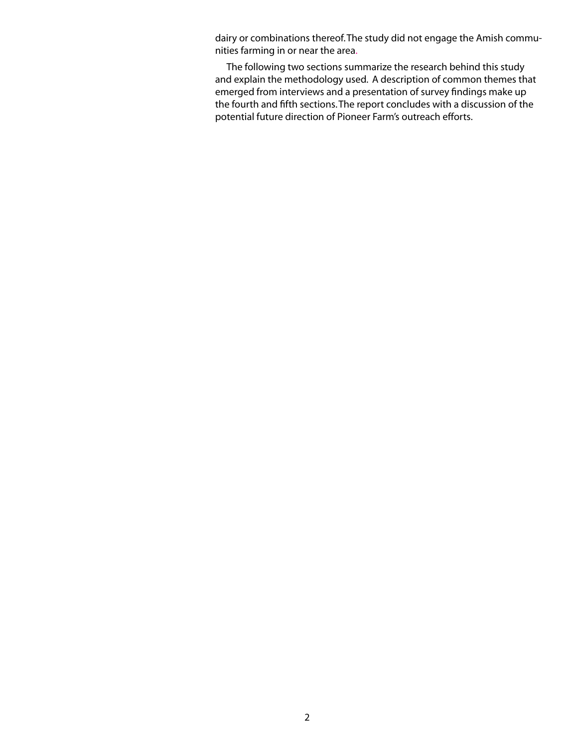dairy or combinations thereof. The study did not engage the Amish communities farming in or near the area.

The following two sections summarize the research behind this study and explain the methodology used. A description of common themes that emerged from interviews and a presentation of survey findings make up the fourth and fifth sections. The report concludes with a discussion of the potential future direction of Pioneer Farm's outreach efforts.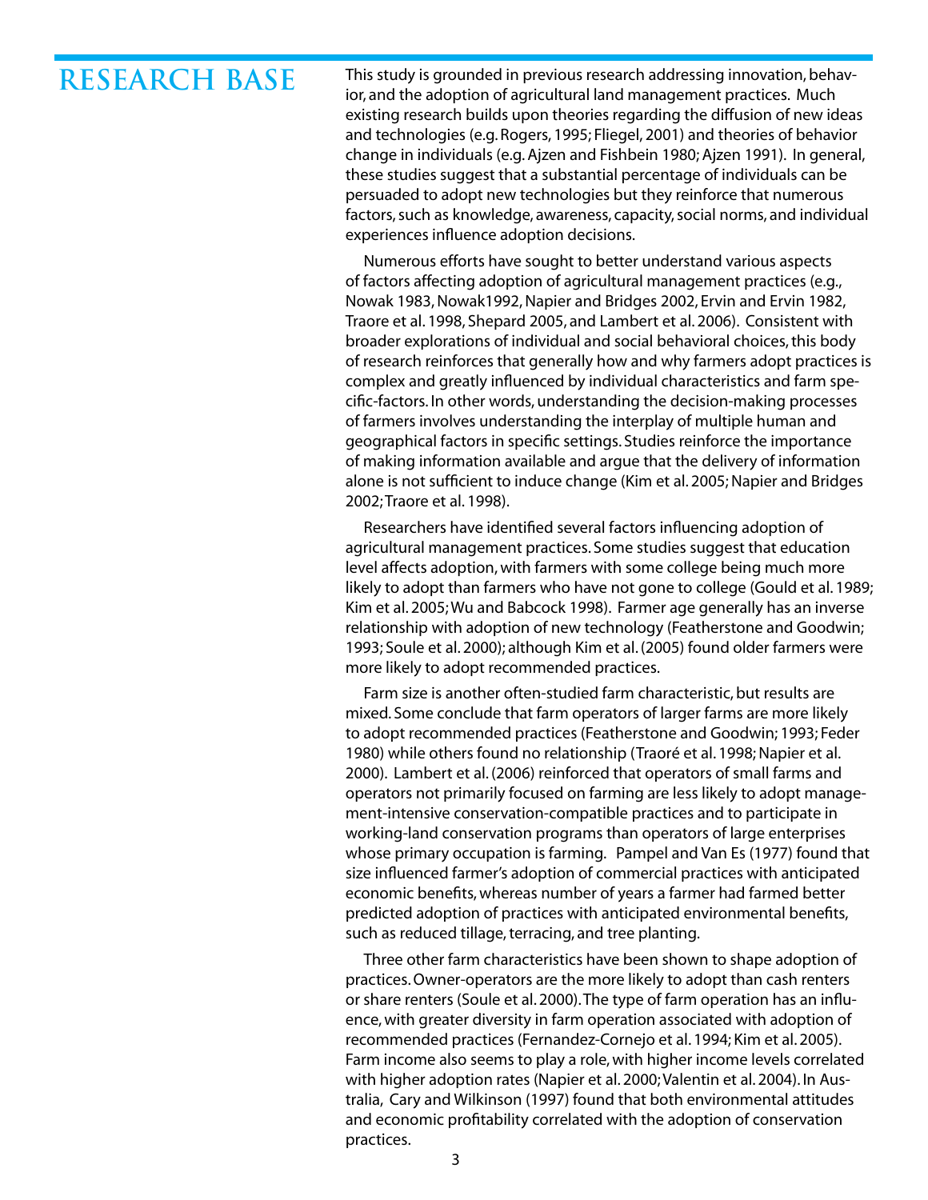# RESEARCH BASE

This study is grounded in previous research addressing innovation, behavior, and the adoption of agricultural land management practices. Much existing research builds upon theories regarding the diffusion of new ideas and technologies (e.g. Rogers, 1995; Fliegel, 2001) and theories of behavior change in individuals (e.g. Ajzen and Fishbein 1980; Ajzen 1991). In general, these studies suggest that a substantial percentage of individuals can be persuaded to adopt new technologies but they reinforce that numerous factors, such as knowledge, awareness, capacity, social norms, and individual experiences influence adoption decisions.

Numerous efforts have sought to better understand various aspects of factors affecting adoption of agricultural management practices (e.g., Nowak 1983, Nowak1992, Napier and Bridges 2002, Ervin and Ervin 1982, Traore et al. 1998, Shepard 2005, and Lambert et al. 2006). Consistent with broader explorations of individual and social behavioral choices, this body of research reinforces that generally how and why farmers adopt practices is complex and greatly influenced by individual characteristics and farm specific-factors. In other words, understanding the decision-making processes of farmers involves understanding the interplay of multiple human and geographical factors in specific settings. Studies reinforce the importance of making information available and argue that the delivery of information alone is not sufficient to induce change (Kim et al. 2005; Napier and Bridges 2002; Traore et al. 1998).

Researchers have identified several factors influencing adoption of agricultural management practices. Some studies suggest that education level affects adoption, with farmers with some college being much more likely to adopt than farmers who have not gone to college (Gould et al. 1989; Kim et al. 2005; Wu and Babcock 1998). Farmer age generally has an inverse relationship with adoption of new technology (Featherstone and Goodwin; 1993; Soule et al. 2000); although Kim et al. (2005) found older farmers were more likely to adopt recommended practices.

Farm size is another often-studied farm characteristic, but results are mixed. Some conclude that farm operators of larger farms are more likely to adopt recommended practices (Featherstone and Goodwin; 1993; Feder 1980) while others found no relationship (Traoré et al. 1998; Napier et al. 2000). Lambert et al. (2006) reinforced that operators of small farms and operators not primarily focused on farming are less likely to adopt management-intensive conservation-compatible practices and to participate in working-land conservation programs than operators of large enterprises whose primary occupation is farming. Pampel and Van Es (1977) found that size influenced farmer's adoption of commercial practices with anticipated economic benefits, whereas number of years a farmer had farmed better predicted adoption of practices with anticipated environmental benefits, such as reduced tillage, terracing, and tree planting.

Three other farm characteristics have been shown to shape adoption of practices. Owner-operators are the more likely to adopt than cash renters or share renters (Soule et al. 2000). The type of farm operation has an influence, with greater diversity in farm operation associated with adoption of recommended practices (Fernandez-Cornejo et al. 1994; Kim et al. 2005). Farm income also seems to play a role, with higher income levels correlated with higher adoption rates (Napier et al. 2000; Valentin et al. 2004). In Australia, Cary and Wilkinson (1997) found that both environmental attitudes and economic profitability correlated with the adoption of conservation practices.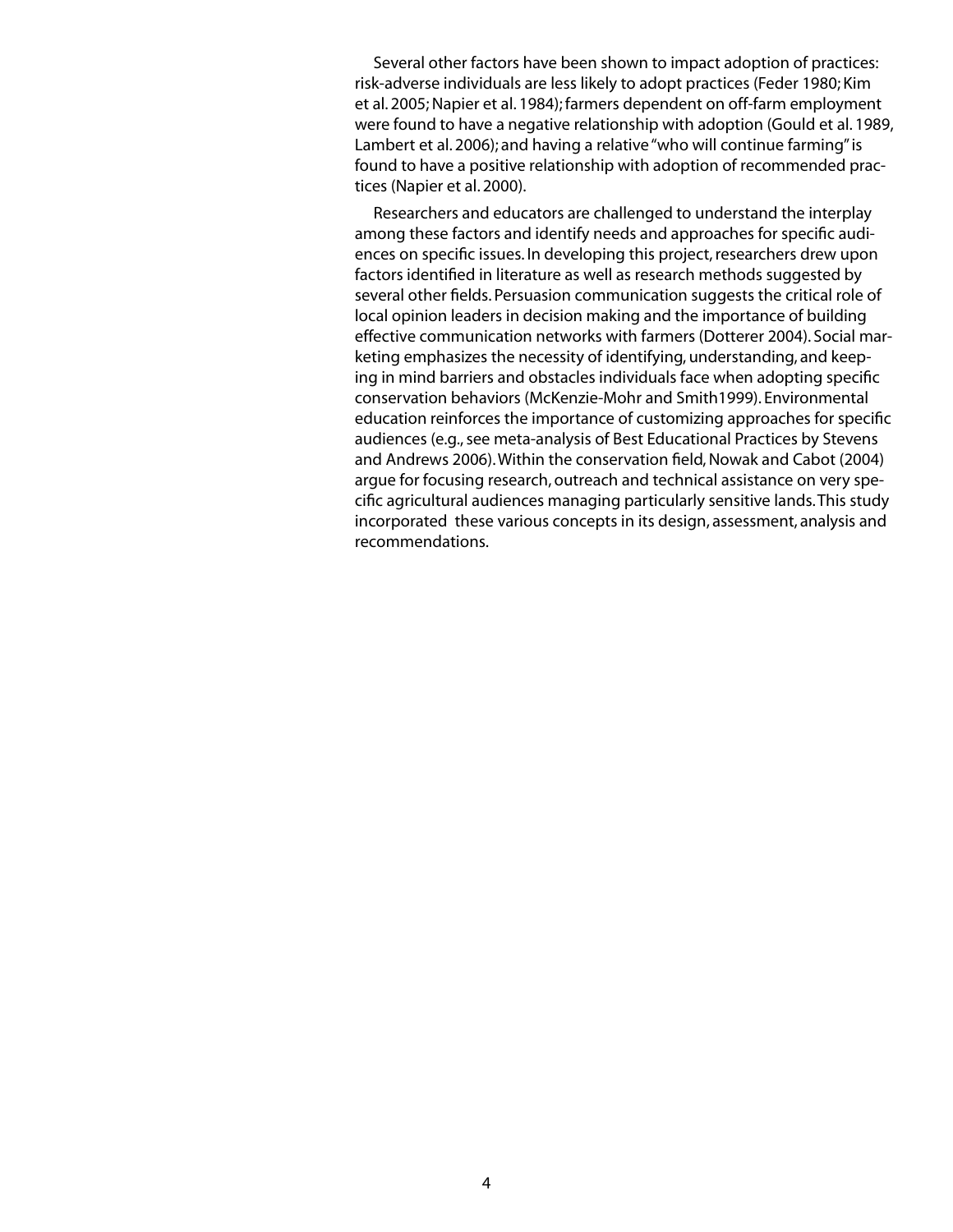Several other factors have been shown to impact adoption of practices: risk-adverse individuals are less likely to adopt practices (Feder 1980; Kim et al. 2005; Napier et al. 1984); farmers dependent on off-farm employment were found to have a negative relationship with adoption (Gould et al. 1989, Lambert et al. 2006); and having a relative "who will continue farming" is found to have a positive relationship with adoption of recommended practices (Napier et al. 2000).

Researchers and educators are challenged to understand the interplay among these factors and identify needs and approaches for specific audiences on specific issues. In developing this project, researchers drew upon factors identified in literature as well as research methods suggested by several other fields. Persuasion communication suggests the critical role of local opinion leaders in decision making and the importance of building effective communication networks with farmers (Dotterer 2004). Social marketing emphasizes the necessity of identifying, understanding, and keeping in mind barriers and obstacles individuals face when adopting specific conservation behaviors (McKenzie-Mohr and Smith1999). Environmental education reinforces the importance of customizing approaches for specific audiences (e.g., see meta-analysis of Best Educational Practices by Stevens and Andrews 2006). Within the conservation field, Nowak and Cabot (2004) argue for focusing research, outreach and technical assistance on very specific agricultural audiences managing particularly sensitive lands. This study incorporated these various concepts in its design, assessment, analysis and recommendations.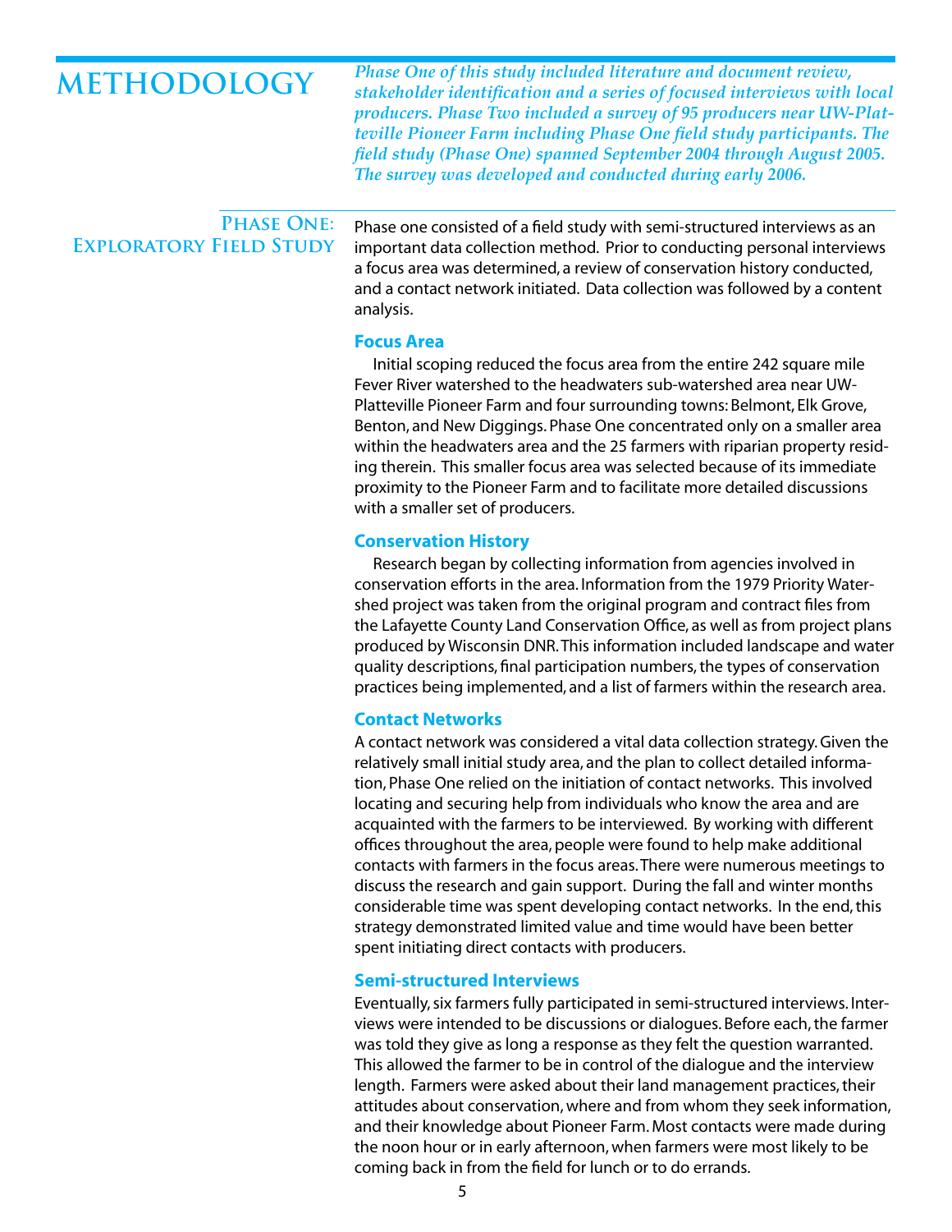# METHODOLOGY

*Phase One of this study included literature and document review, stakeholder identification and a series of focused interviews with local producers. Phase Two included a survey of 95 producers near UW-Platteville Pioneer Farm including Phase One field study participants. The field study (Phase One) spanned September 2004 through August 2005. The survey was developed and conducted during early 2006.*

## Phase One: Exploratory Field Study

Phase one consisted of a field study with semi-structured interviews as an important data collection method. Prior to conducting personal interviews a focus area was determined, a review of conservation history conducted, and a contact network initiated. Data collection was followed by a content analysis.

### Focus Area

Initial scoping reduced the focus area from the entire 242 square mile Fever River watershed to the headwaters sub-watershed area near UW-Platteville Pioneer Farm and four surrounding towns: Belmont, Elk Grove, Benton, and New Diggings. Phase One concentrated only on a smaller area within the headwaters area and the 25 farmers with riparian property residing therein. This smaller focus area was selected because of its immediate proximity to the Pioneer Farm and to facilitate more detailed discussions with a smaller set of producers.

### Conservation History

Research began by collecting information from agencies involved in conservation efforts in the area. Information from the 1979 Priority Watershed project was taken from the original program and contract files from the Lafayette County Land Conservation Office, as well as from project plans produced by Wisconsin DNR. This information included landscape and water quality descriptions, final participation numbers, the types of conservation practices being implemented, and a list of farmers within the research area.

### Contact Networks

A contact network was considered a vital data collection strategy. Given the relatively small initial study area, and the plan to collect detailed information, Phase One relied on the initiation of contact networks. This involved locating and securing help from individuals who know the area and are acquainted with the farmers to be interviewed. By working with different offices throughout the area, people were found to help make additional contacts with farmers in the focus areas. There were numerous meetings to discuss the research and gain support. During the fall and winter months considerable time was spent developing contact networks. In the end, this strategy demonstrated limited value and time would have been better spent initiating direct contacts with producers.

### Semi-structured Interviews

Eventually, six farmers fully participated in semi-structured interviews. Interviews were intended to be discussions or dialogues. Before each, the farmer was told they give as long a response as they felt the question warranted. This allowed the farmer to be in control of the dialogue and the interview length. Farmers were asked about their land management practices, their attitudes about conservation, where and from whom they seek information, and their knowledge about Pioneer Farm. Most contacts were made during the noon hour or in early afternoon, when farmers were most likely to be coming back in from the field for lunch or to do errands.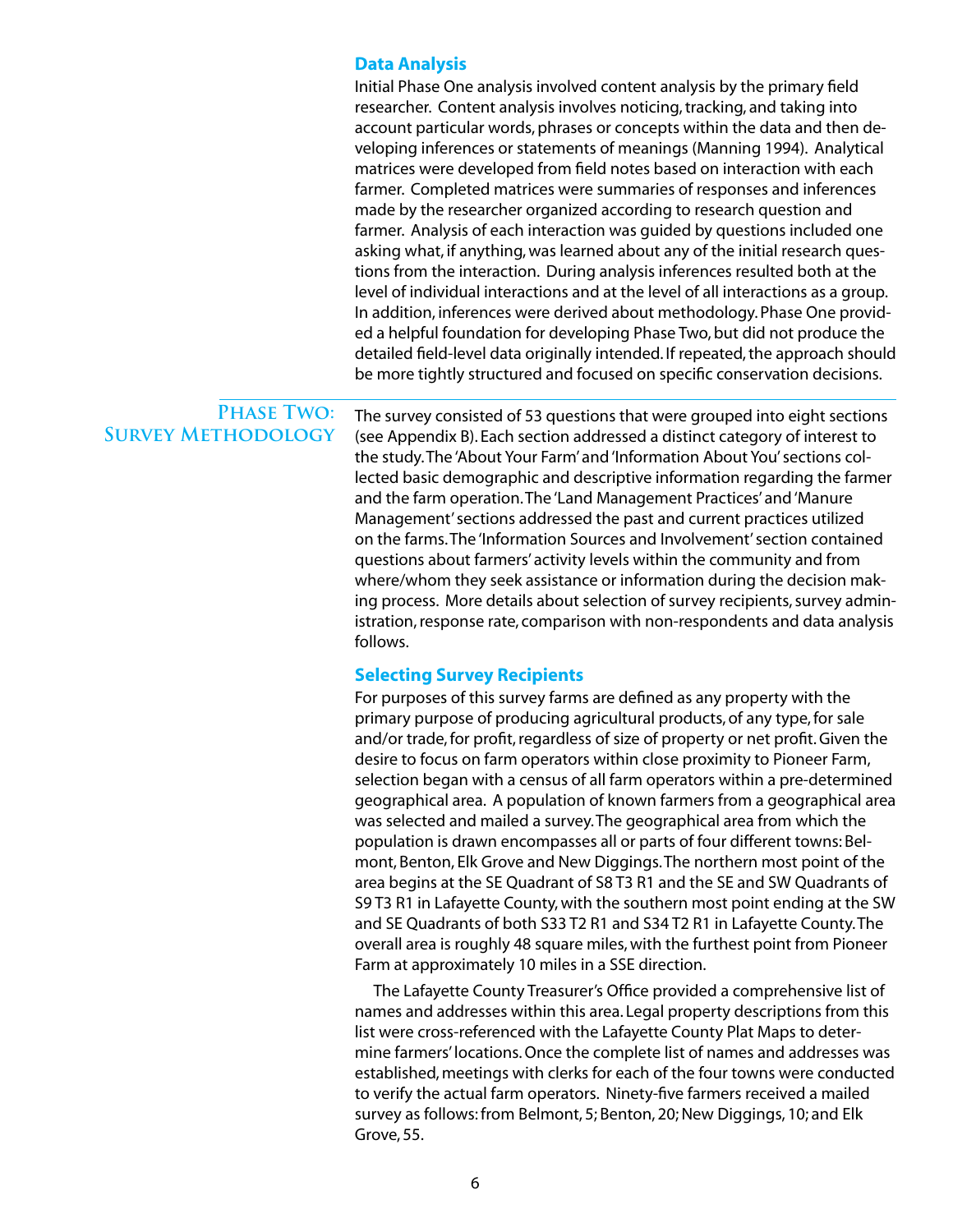### Data Analysis

Initial Phase One analysis involved content analysis by the primary field researcher. Content analysis involves noticing, tracking, and taking into account particular words, phrases or concepts within the data and then developing inferences or statements of meanings (Manning 1994). Analytical matrices were developed from field notes based on interaction with each farmer. Completed matrices were summaries of responses and inferences made by the researcher organized according to research question and farmer. Analysis of each interaction was guided by questions included one asking what, if anything, was learned about any of the initial research questions from the interaction. During analysis inferences resulted both at the level of individual interactions and at the level of all interactions as a group. In addition, inferences were derived about methodology. Phase One provided a helpful foundation for developing Phase Two, but did not produce the detailed field-level data originally intended. If repeated, the approach should be more tightly structured and focused on specific conservation decisions.

## Phase Two: Survey Methodology

The survey consisted of 53 questions that were grouped into eight sections (see Appendix B). Each section addressed a distinct category of interest to the study. The 'About Your Farm' and 'Information About You' sections collected basic demographic and descriptive information regarding the farmer and the farm operation. The 'Land Management Practices' and 'Manure Management' sections addressed the past and current practices utilized on the farms. The 'Information Sources and Involvement' section contained questions about farmers' activity levels within the community and from where/whom they seek assistance or information during the decision making process. More details about selection of survey recipients, survey administration, response rate, comparison with non-respondents and data analysis follows.

### Selecting Survey Recipients

For purposes of this survey farms are defined as any property with the primary purpose of producing agricultural products, of any type, for sale and/or trade, for profit, regardless of size of property or net profit. Given the desire to focus on farm operators within close proximity to Pioneer Farm, selection began with a census of all farm operators within a pre-determined geographical area. A population of known farmers from a geographical area was selected and mailed a survey. The geographical area from which the population is drawn encompasses all or parts of four different towns: Belmont, Benton, Elk Grove and New Diggings. The northern most point of the area begins at the SE Quadrant of S8 T3 R1 and the SE and SW Quadrants of S9 T3 R1 in Lafayette County, with the southern most point ending at the SW and SE Quadrants of both S33 T2 R1 and S34 T2 R1 in Lafayette County. The overall area is roughly 48 square miles, with the furthest point from Pioneer Farm at approximately 10 miles in a SSE direction.

The Lafayette County Treasurer's Office provided a comprehensive list of names and addresses within this area. Legal property descriptions from this list were cross-referenced with the Lafayette County Plat Maps to determine farmers' locations. Once the complete list of names and addresses was established, meetings with clerks for each of the four towns were conducted to verify the actual farm operators. Ninety-five farmers received a mailed survey as follows: from Belmont, 5; Benton, 20; New Diggings, 10; and Elk Grove, 55.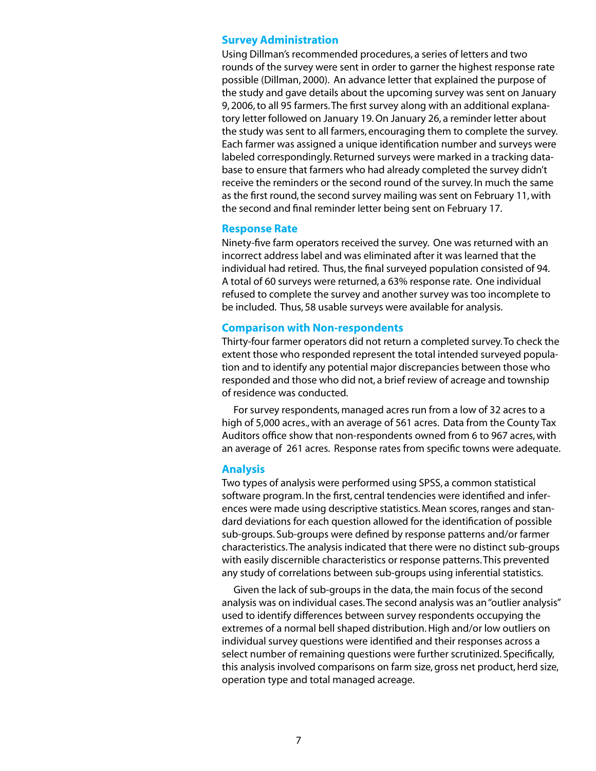## Survey Administration

Using Dillman's recommended procedures, a series of letters and two rounds of the survey were sent in order to garner the highest response rate possible (Dillman, 2000). An advance letter that explained the purpose of the study and gave details about the upcoming survey was sent on January 9, 2006, to all 95 farmers. The first survey along with an additional explanatory letter followed on January 19. On January 26, a reminder letter about the study was sent to all farmers, encouraging them to complete the survey. Each farmer was assigned a unique identification number and surveys were labeled correspondingly. Returned surveys were marked in a tracking database to ensure that farmers who had already completed the survey didn't receive the reminders or the second round of the survey. In much the same as the first round, the second survey mailing was sent on February 11, with the second and final reminder letter being sent on February 17.

## Response Rate

Ninety-five farm operators received the survey. One was returned with an incorrect address label and was eliminated after it was learned that the individual had retired. Thus, the final surveyed population consisted of 94. A total of 60 surveys were returned, a 63% response rate. One individual refused to complete the survey and another survey was too incomplete to be included. Thus, 58 usable surveys were available for analysis.

## Comparison with Non-respondents

Thirty-four farmer operators did not return a completed survey. To check the extent those who responded represent the total intended surveyed population and to identify any potential major discrepancies between those who responded and those who did not, a brief review of acreage and township of residence was conducted.

For survey respondents, managed acres run from a low of 32 acres to a high of 5,000 acres., with an average of 561 acres. Data from the County Tax Auditors office show that non-respondents owned from 6 to 967 acres, with an average of 261 acres. Response rates from specific towns were adequate.

## Analysis

Two types of analysis were performed using SPSS, a common statistical software program. In the first, central tendencies were identified and inferences were made using descriptive statistics. Mean scores, ranges and standard deviations for each question allowed for the identification of possible sub-groups. Sub-groups were defined by response patterns and/or farmer characteristics. The analysis indicated that there were no distinct sub-groups with easily discernible characteristics or response patterns. This prevented any study of correlations between sub-groups using inferential statistics.

Given the lack of sub-groups in the data, the main focus of the second analysis was on individual cases. The second analysis was an "outlier analysis" used to identify differences between survey respondents occupying the extremes of a normal bell shaped distribution. High and/or low outliers on individual survey questions were identified and their responses across a select number of remaining questions were further scrutinized. Specifically, this analysis involved comparisons on farm size, gross net product, herd size, operation type and total managed acreage.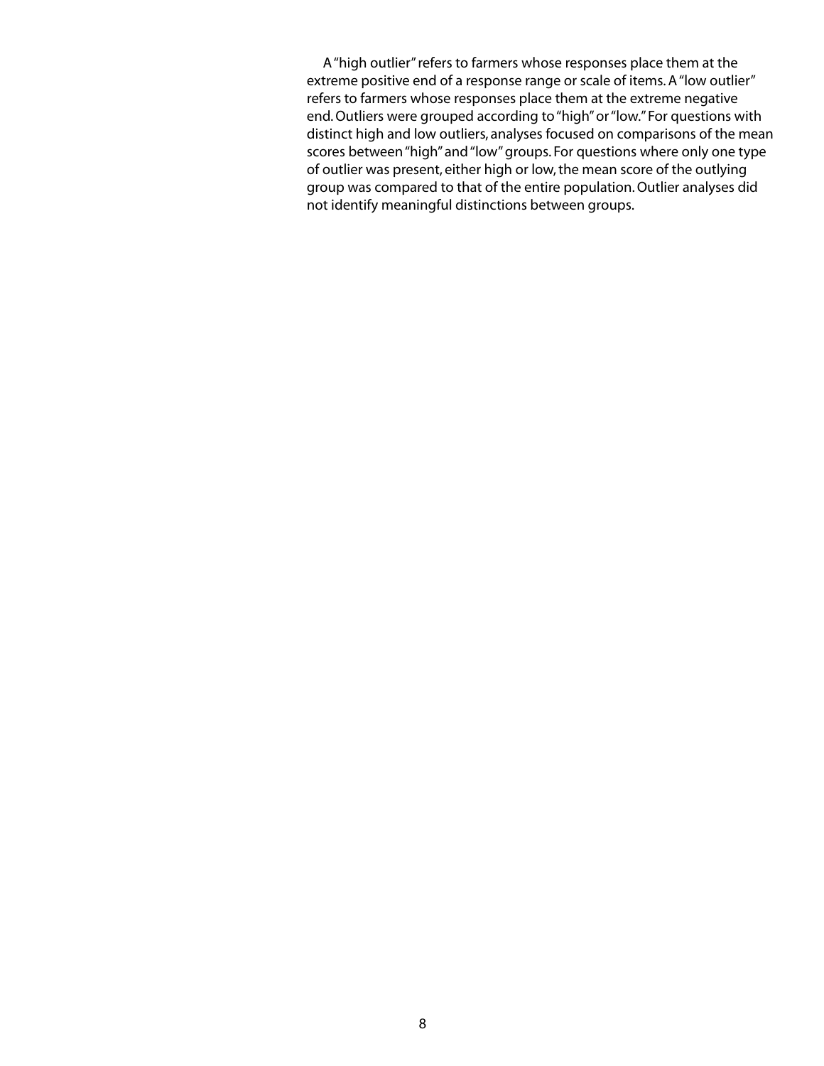A "high outlier" refers to farmers whose responses place them at the extreme positive end of a response range or scale of items. A "low outlier" refers to farmers whose responses place them at the extreme negative end. Outliers were grouped according to "high" or "low." For questions with distinct high and low outliers, analyses focused on comparisons of the mean scores between "high" and "low" groups. For questions where only one type of outlier was present, either high or low, the mean score of the outlying group was compared to that of the entire population. Outlier analyses did not identify meaningful distinctions between groups.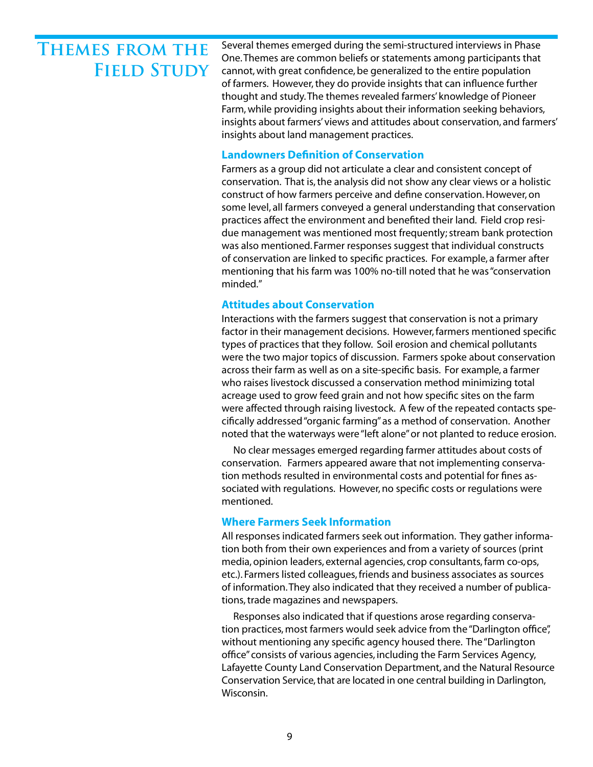# Themes from the Field Study

Several themes emerged during the semi-structured interviews in Phase One. Themes are common beliefs or statements among participants that cannot, with great confidence, be generalized to the entire population of farmers. However, they do provide insights that can influence further thought and study. The themes revealed farmers' knowledge of Pioneer Farm, while providing insights about their information seeking behaviors, insights about farmers' views and attitudes about conservation, and farmers' insights about land management practices.

### Landowners Definition of Conservation

Farmers as a group did not articulate a clear and consistent concept of conservation. That is, the analysis did not show any clear views or a holistic construct of how farmers perceive and define conservation. However, on some level, all farmers conveyed a general understanding that conservation practices affect the environment and benefited their land. Field crop residue management was mentioned most frequently; stream bank protection was also mentioned. Farmer responses suggest that individual constructs of conservation are linked to specific practices. For example, a farmer after mentioning that his farm was 100% no-till noted that he was "conservation minded."

### Attitudes about Conservation

Interactions with the farmers suggest that conservation is not a primary factor in their management decisions. However, farmers mentioned specific types of practices that they follow. Soil erosion and chemical pollutants were the two major topics of discussion. Farmers spoke about conservation across their farm as well as on a site-specific basis. For example, a farmer who raises livestock discussed a conservation method minimizing total acreage used to grow feed grain and not how specific sites on the farm were affected through raising livestock. A few of the repeated contacts specifically addressed "organic farming" as a method of conservation. Another noted that the waterways were "left alone" or not planted to reduce erosion.

No clear messages emerged regarding farmer attitudes about costs of conservation. Farmers appeared aware that not implementing conservation methods resulted in environmental costs and potential for fines associated with regulations. However, no specific costs or regulations were mentioned.

### Where Farmers Seek Information

All responses indicated farmers seek out information. They gather information both from their own experiences and from a variety of sources (print media, opinion leaders, external agencies, crop consultants, farm co-ops, etc.). Farmers listed colleagues, friends and business associates as sources of information. They also indicated that they received a number of publications, trade magazines and newspapers.

Responses also indicated that if questions arose regarding conservation practices, most farmers would seek advice from the "Darlington office", without mentioning any specific agency housed there. The "Darlington office" consists of various agencies, including the Farm Services Agency, Lafayette County Land Conservation Department, and the Natural Resource Conservation Service, that are located in one central building in Darlington, Wisconsin.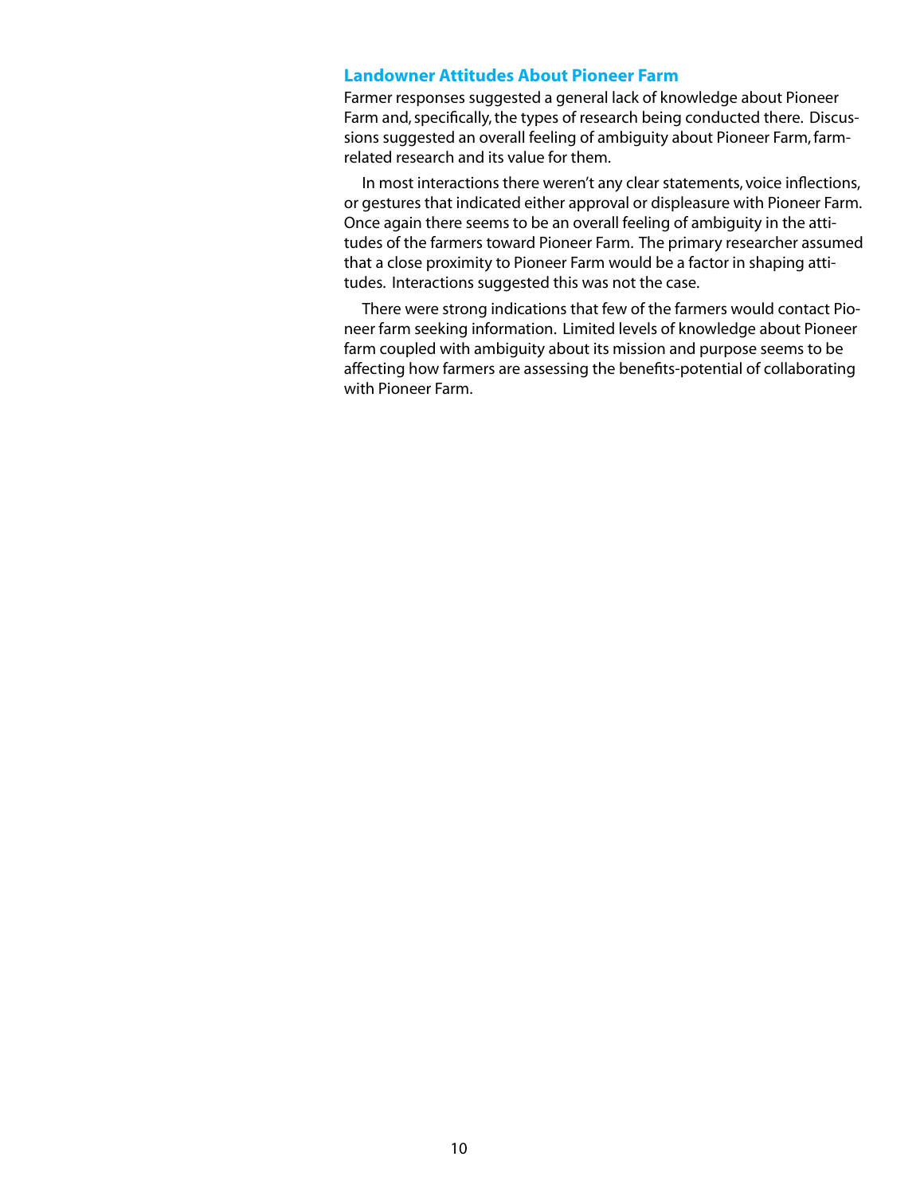### Landowner Attitudes About Pioneer Farm

Farmer responses suggested a general lack of knowledge about Pioneer Farm and, specifically, the types of research being conducted there. Discussions suggested an overall feeling of ambiguity about Pioneer Farm, farm-related research and its value for them.

In most interactions there weren't any clear statements, voice inflections, or gestures that indicated either approval or displeasure with Pioneer Farm. Once again there seems to be an overall feeling of ambiguity in the attitudes of the farmers toward Pioneer Farm. The primary researcher assumed that a close proximity to Pioneer Farm would be a factor in shaping attitudes. Interactions suggested this was not the case.

There were strong indications that few of the farmers would contact Pioneer farm seeking information. Limited levels of knowledge about Pioneer farm coupled with ambiguity about its mission and purpose seems to be affecting how farmers are assessing the benefits-potential of collaborating with Pioneer Farm.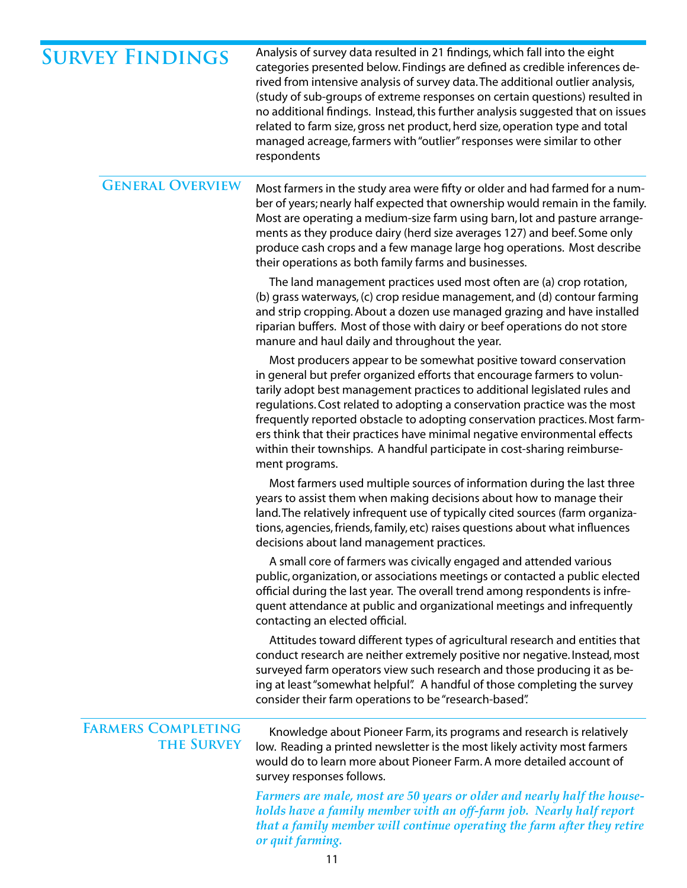# Survey Findings

Analysis of survey data resulted in 21 findings, which fall into the eight categories presented below. Findings are defined as credible inferences derived from intensive analysis of survey data. The additional outlier analysis, (study of sub-groups of extreme responses on certain questions) resulted in no additional findings. Instead, this further analysis suggested that on issues related to farm size, gross net product, herd size, operation type and total managed acreage, farmers with "outlier" responses were similar to other respondents

## General Overview

Most farmers in the study area were fifty or older and had farmed for a number of years; nearly half expected that ownership would remain in the family. Most are operating a medium-size farm using barn, lot and pasture arrangements as they produce dairy (herd size averages 127) and beef. Some only produce cash crops and a few manage large hog operations. Most describe their operations as both family farms and businesses.

The land management practices used most often are (a) crop rotation, (b) grass waterways, (c) crop residue management, and (d) contour farming and strip cropping. About a dozen use managed grazing and have installed riparian buffers. Most of those with dairy or beef operations do not store manure and haul daily and throughout the year.

Most producers appear to be somewhat positive toward conservation in general but prefer organized efforts that encourage farmers to voluntarily adopt best management practices to additional legislated rules and regulations. Cost related to adopting a conservation practice was the most frequently reported obstacle to adopting conservation practices. Most farmers think that their practices have minimal negative environmental effects within their townships. A handful participate in cost-sharing reimbursement programs.

Most farmers used multiple sources of information during the last three years to assist them when making decisions about how to manage their land. The relatively infrequent use of typically cited sources (farm organizations, agencies, friends, family, etc) raises questions about what influences decisions about land management practices.

A small core of farmers was civically engaged and attended various public, organization, or associations meetings or contacted a public elected official during the last year. The overall trend among respondents is infrequent attendance at public and organizational meetings and infrequently contacting an elected official.

Attitudes toward different types of agricultural research and entities that conduct research are neither extremely positive nor negative. Instead, most surveyed farm operators view such research and those producing it as being at least "somewhat helpful". A handful of those completing the survey consider their farm operations to be "research-based".

Knowledge about Pioneer Farm, its programs and research is relatively low. Reading a printed newsletter is the most likely activity most farmers would do to learn more about Pioneer Farm. A more detailed account of survey responses follows.

## Farmers Completing the Survey

***Farmers are male, most are 50 years or older and nearly half the households have a family member with an off-farm job. Nearly half report that a family member will continue operating the farm after they retire or quit farming.***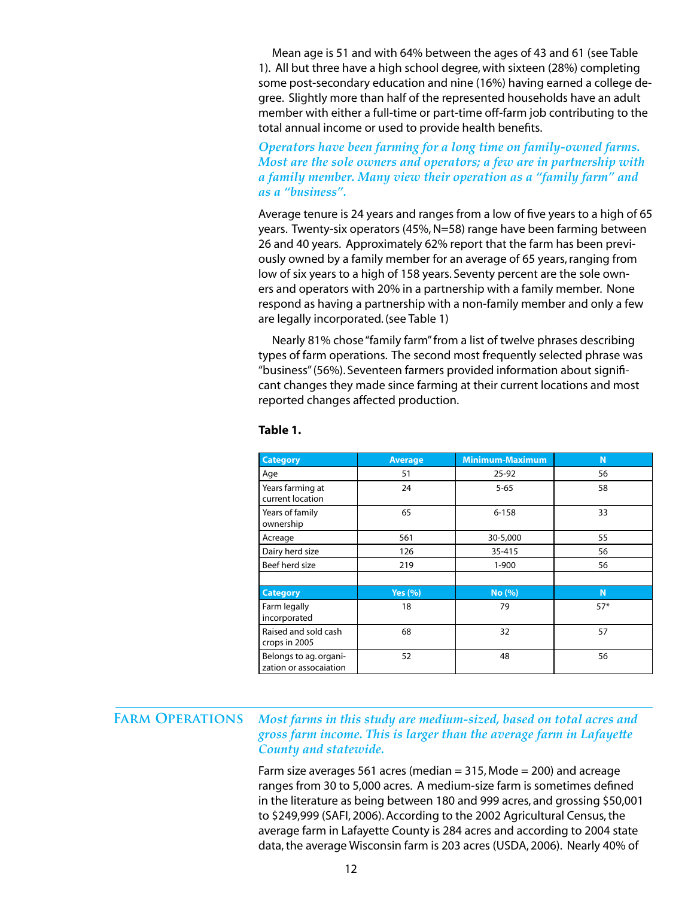Mean age is 51 and with 64% between the ages of 43 and 61 (see Table 1). All but three have a high school degree, with sixteen (28%) completing some post-secondary education and nine (16%) having earned a college degree. Slightly more than half of the represented households have an adult member with either a full-time or part-time off-farm job contributing to the total annual income or used to provide health benefits.

***Operators have been farming for a long time on family-owned farms. Most are the sole owners and operators; a few are in partnership with a family member. Many view their operation as a "family farm" and as a "business".***

Average tenure is 24 years and ranges from a low of five years to a high of 65 years. Twenty-six operators (45%, N=58) range have been farming between 26 and 40 years. Approximately 62% report that the farm has been previously owned by a family member for an average of 65 years, ranging from low of six years to a high of 158 years. Seventy percent are the sole owners and operators with 20% in a partnership with a family member. None respond as having a partnership with a non-family member and only a few are legally incorporated. (see Table 1)

Nearly 81% chose "family farm" from a list of twelve phrases describing types of farm operations. The second most frequently selected phrase was "business" (56%). Seventeen farmers provided information about significant changes they made since farming at their current locations and most reported changes affected production.

**Table 1.**

| Category | Average | Minimum-Maximum | N |
|---|---|---|---|
| Age | 51 | 25-92 | 56 |
| Years farming at current location | 24 | 5-65 | 58 |
| Years of family ownership | 65 | 6-158 | 33 |
| Acreage | 561 | 30-5,000 | 55 |
| Dairy herd size | 126 | 35-415 | 56 |
| Beef herd size | 219 | 1-900 | 56 |
| | | | |
| **Category** | **Yes (%)** | **No (%)** | **N** |
| Farm legally incorporated | 18 | 79 | 57* |
| Raised and sold cash crops in 2005 | 68 | 32 | 57 |
| Belongs to ag. organization or assocaiation | 52 | 48 | 56 |

## Farm Operations

***Most farms in this study are medium-sized, based on total acres and gross farm income. This is larger than the average farm in Lafayette County and statewide.***

Farm size averages 561 acres (median = 315, Mode = 200) and acreage ranges from 30 to 5,000 acres. A medium-size farm is sometimes defined in the literature as being between 180 and 999 acres, and grossing $50,001 to $249,999 (SAFI, 2006). According to the 2002 Agricultural Census, the average farm in Lafayette County is 284 acres and according to 2004 state data, the average Wisconsin farm is 203 acres (USDA, 2006). Nearly 40% of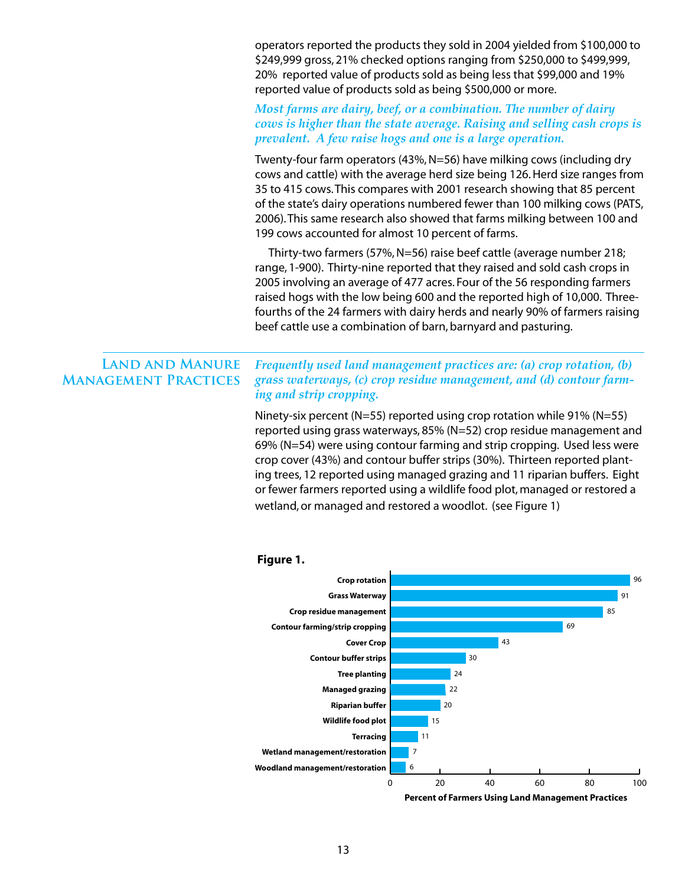operators reported the products they sold in 2004 yielded from $100,000 to $249,999 gross, 21% checked options ranging from $250,000 to $499,999, 20% reported value of products sold as being less that $99,000 and 19% reported value of products sold as being $500,000 or more.

*Most farms are dairy, beef, or a combination. The number of dairy cows is higher than the state average. Raising and selling cash crops is prevalent. A few raise hogs and one is a large operation.*

Twenty-four farm operators (43%, N=56) have milking cows (including dry cows and cattle) with the average herd size being 126. Herd size ranges from 35 to 415 cows. This compares with 2001 research showing that 85 percent of the state's dairy operations numbered fewer than 100 milking cows (PATS, 2006). This same research also showed that farms milking between 100 and 199 cows accounted for almost 10 percent of farms.

Thirty-two farmers (57%, N=56) raise beef cattle (average number 218; range, 1-900). Thirty-nine reported that they raised and sold cash crops in 2005 involving an average of 477 acres. Four of the 56 responding farmers raised hogs with the low being 600 and the reported high of 10,000. Three-fourths of the 24 farmers with dairy herds and nearly 90% of farmers raising beef cattle use a combination of barn, barnyard and pasturing.

## Land and Manure Management Practices

*Frequently used land management practices are: (a) crop rotation, (b) grass waterways, (c) crop residue management, and (d) contour farming and strip cropping.*

Ninety-six percent (N=55) reported using crop rotation while 91% (N=55) reported using grass waterways, 85% (N=52) crop residue management and 69% (N=54) were using contour farming and strip cropping. Used less were crop cover (43%) and contour buffer strips (30%). Thirteen reported planting trees, 12 reported using managed grazing and 11 riparian buffers. Eight or fewer farmers reported using a wildlife food plot, managed or restored a wetland, or managed and restored a woodlot. (see Figure 1)

**Figure 1.**

| Land Management Practice | Percent of Farmers Using Land Management Practices |
|---|---|
| Crop rotation | 96 |
| Grass Waterway | 91 |
| Crop residue management | 85 |
| Contour farming/strip cropping | 69 |
| Cover Crop | 43 |
| Contour buffer strips | 30 |
| Tree planting | 24 |
| Managed grazing | 22 |
| Riparian buffer | 20 |
| Wildlife food plot | 15 |
| Terracing | 11 |
| Wetland management/restoration | 7 |
| Woodland management/restoration | 6 |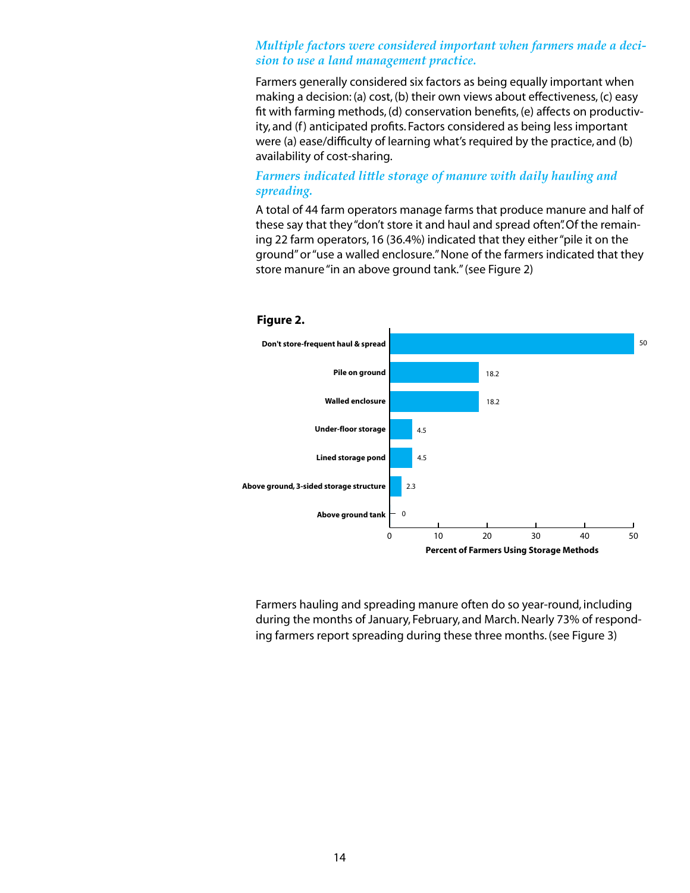### *Multiple factors were considered important when farmers made a decision to use a land management practice.*

Farmers generally considered six factors as being equally important when making a decision: (a) cost, (b) their own views about effectiveness, (c) easy fit with farming methods, (d) conservation benefits, (e) affects on productivity, and (f) anticipated profits. Factors considered as being less important were (a) ease/difficulty of learning what's required by the practice, and (b) availability of cost-sharing.

### *Farmers indicated little storage of manure with daily hauling and spreading.*

A total of 44 farm operators manage farms that produce manure and half of these say that they "don't store it and haul and spread often". Of the remaining 22 farm operators, 16 (36.4%) indicated that they either "pile it on the ground" or "use a walled enclosure." None of the farmers indicated that they store manure "in an above ground tank." (see Figure 2)

**Figure 2.**

| Storage Method | Percent of Farmers Using Storage Methods |
|---|---|
| Don't store-frequent haul & spread | 50 |
| Pile on ground | 18.2 |
| Walled enclosure | 18.2 |
| Under-floor storage | 4.5 |
| Lined storage pond | 4.5 |
| Above ground, 3-sided storage structure | 2.3 |
| Above ground tank | 0 |

Farmers hauling and spreading manure often do so year-round, including during the months of January, February, and March. Nearly 73% of responding farmers report spreading during these three months. (see Figure 3)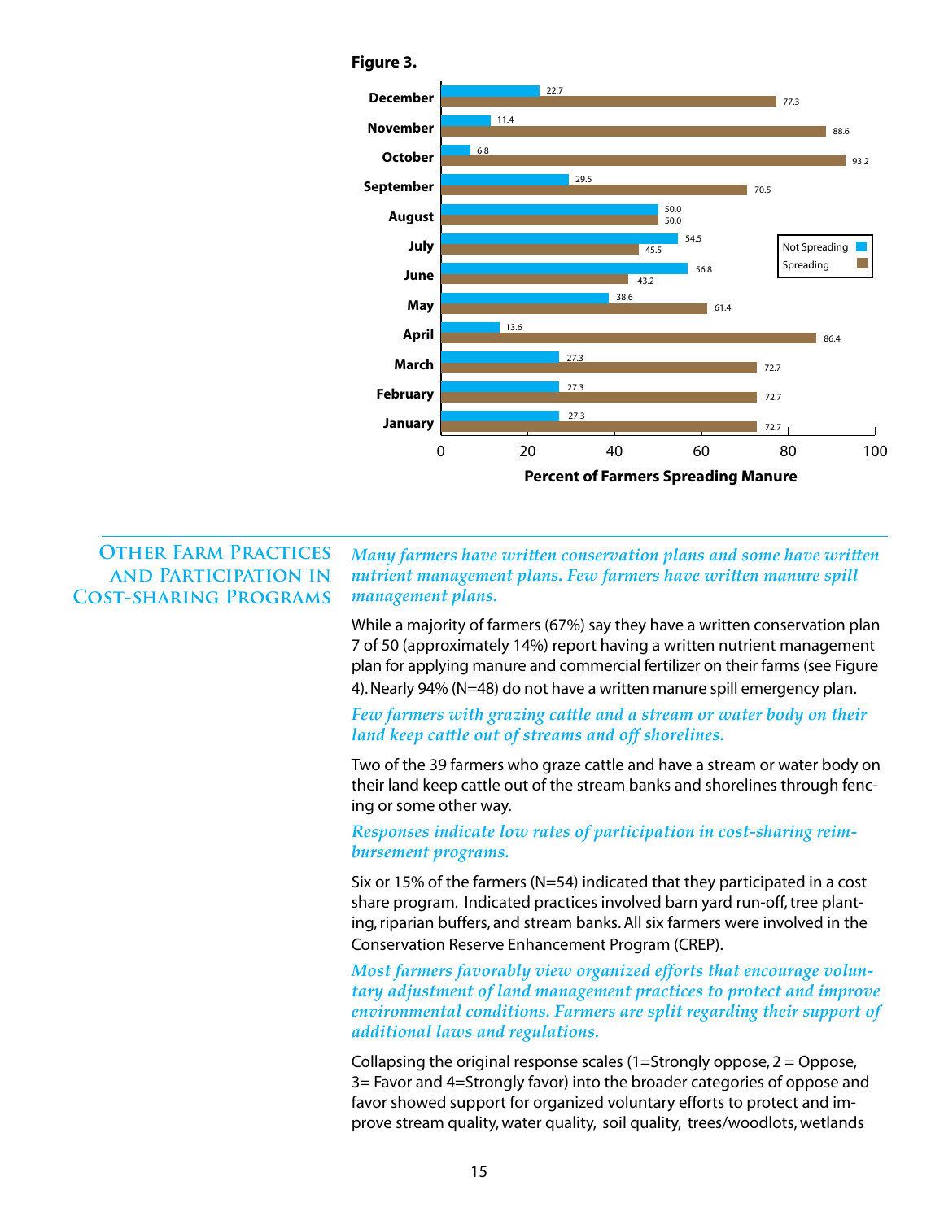**Figure 3.**

| Month | Not Spreading | Spreading |
|---|---|---|
| December | 22.7 | 77.3 |
| November | 11.4 | 88.6 |
| October | 6.8 | 93.2 |
| September | 29.5 | 70.5 |
| August | 50.0 | 50.0 |
| July | 54.5 | 45.5 |
| June | 56.8 | 43.2 |
| May | 38.6 | 61.4 |
| April | 13.6 | 86.4 |
| March | 27.3 | 72.7 |
| February | 27.3 | 72.7 |
| January | 27.3 | 72.7 |

Percent of Farmers Spreading Manure

## Other Farm Practices and Participation in Cost-sharing Programs

*Many farmers have written conservation plans and some have written nutrient management plans. Few farmers have written manure spill management plans.*

While a majority of farmers (67%) say they have a written conservation plan 7 of 50 (approximately 14%) report having a written nutrient management plan for applying manure and commercial fertilizer on their farms (see Figure 4). Nearly 94% (N=48) do not have a written manure spill emergency plan.

*Few farmers with grazing cattle and a stream or water body on their land keep cattle out of streams and off shorelines.*

Two of the 39 farmers who graze cattle and have a stream or water body on their land keep cattle out of the stream banks and shorelines through fencing or some other way.

*Responses indicate low rates of participation in cost-sharing reimbursement programs.*

Six or 15% of the farmers (N=54) indicated that they participated in a cost share program. Indicated practices involved barn yard run-off, tree planting, riparian buffers, and stream banks. All six farmers were involved in the Conservation Reserve Enhancement Program (CREP).

*Most farmers favorably view organized efforts that encourage voluntary adjustment of land management practices to protect and improve environmental conditions. Farmers are split regarding their support of additional laws and regulations.*

Collapsing the original response scales (1=Strongly oppose, 2 = Oppose, 3= Favor and 4=Strongly favor) into the broader categories of oppose and favor showed support for organized voluntary efforts to protect and improve stream quality, water quality, soil quality, trees/woodlots, wetlands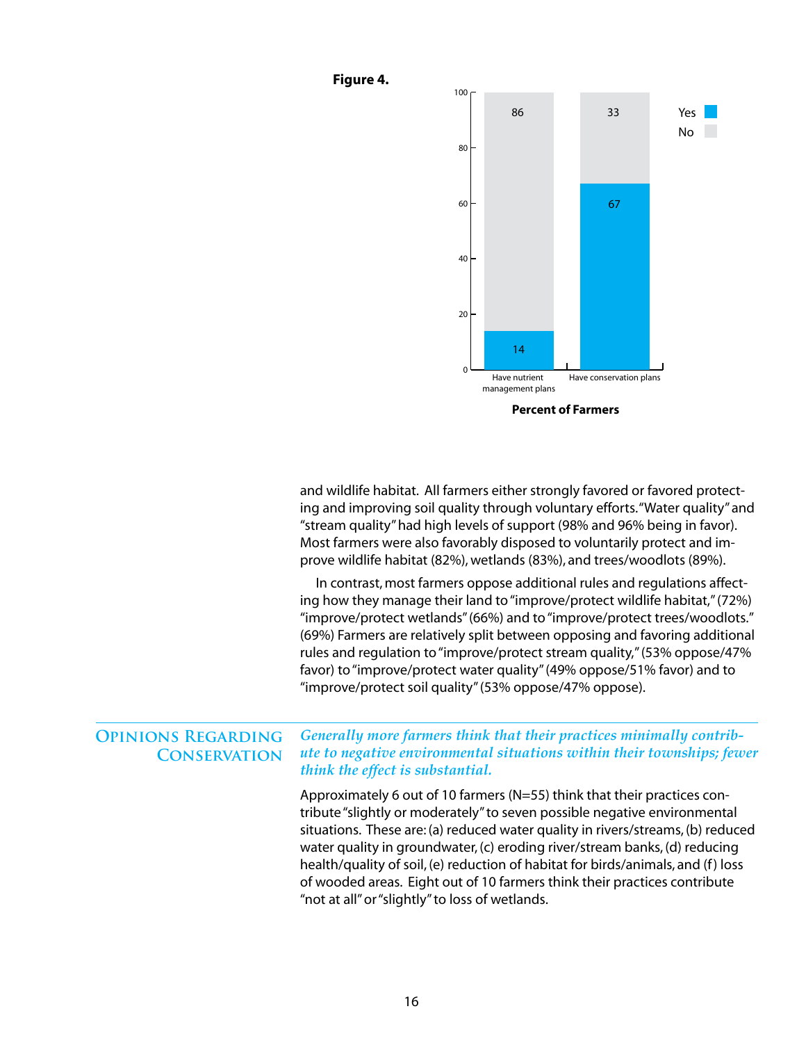**Figure 4.**

| | Have nutrient management plans | Have conservation plans |
|---|---|---|
| Yes | 14 | 67 |
| No | 86 | 33 |

**Percent of Farmers**

and wildlife habitat. All farmers either strongly favored or favored protecting and improving soil quality through voluntary efforts. "Water quality" and "stream quality" had high levels of support (98% and 96% being in favor). Most farmers were also favorably disposed to voluntarily protect and improve wildlife habitat (82%), wetlands (83%), and trees/woodlots (89%).

In contrast, most farmers oppose additional rules and regulations affecting how they manage their land to "improve/protect wildlife habitat," (72%) "improve/protect wetlands" (66%) and to "improve/protect trees/woodlots." (69%) Farmers are relatively split between opposing and favoring additional rules and regulation to "improve/protect stream quality," (53% oppose/47% favor) to "improve/protect water quality" (49% oppose/51% favor) and to "improve/protect soil quality" (53% oppose/47% oppose).

## Opinions Regarding Conservation

***Generally more farmers think that their practices minimally contribute to negative environmental situations within their townships; fewer think the effect is substantial.***

Approximately 6 out of 10 farmers (N=55) think that their practices contribute "slightly or moderately" to seven possible negative environmental situations. These are: (a) reduced water quality in rivers/streams, (b) reduced water quality in groundwater, (c) eroding river/stream banks, (d) reducing health/quality of soil, (e) reduction of habitat for birds/animals, and (f) loss of wooded areas. Eight out of 10 farmers think their practices contribute "not at all" or "slightly" to loss of wetlands.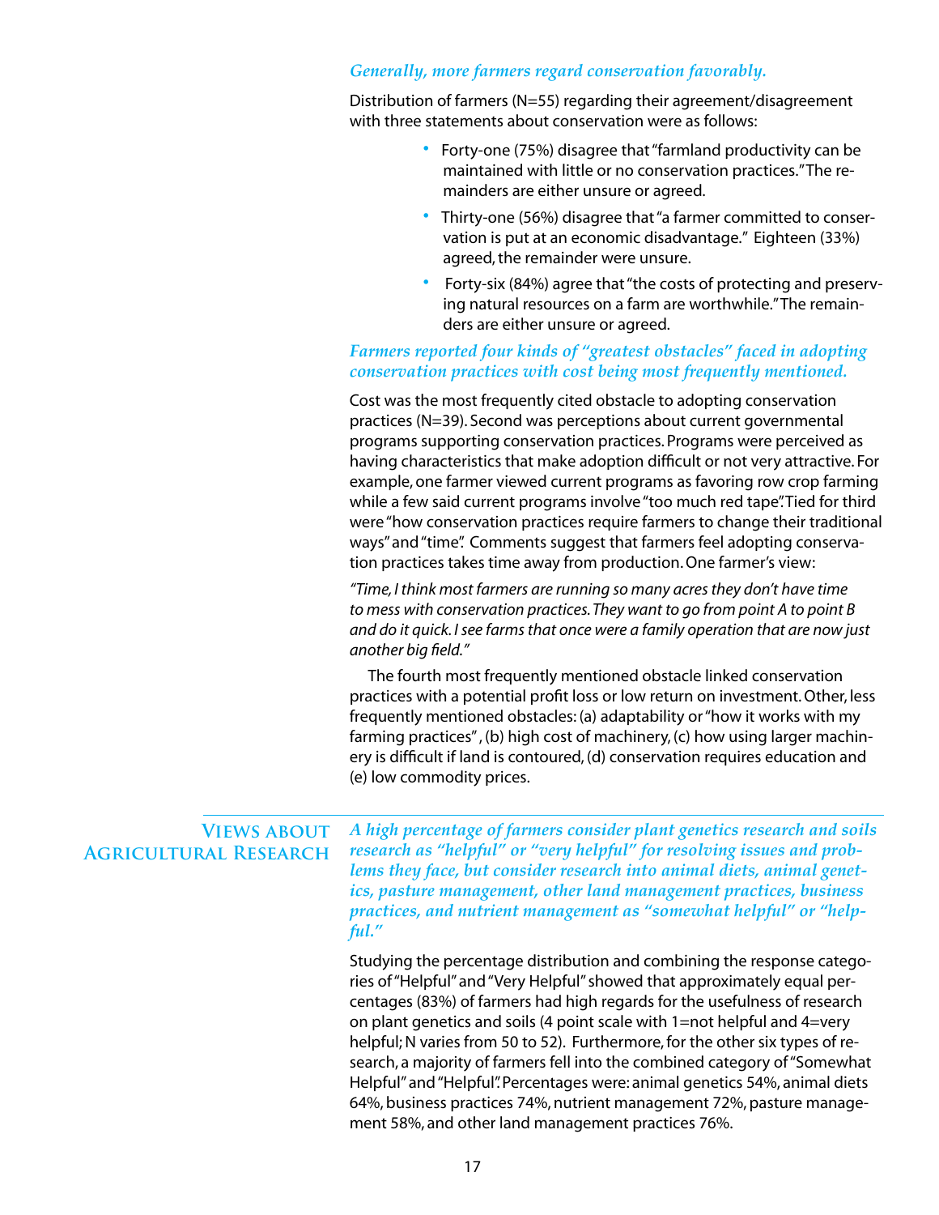*Generally, more farmers regard conservation favorably.*

Distribution of farmers (N=55) regarding their agreement/disagreement with three statements about conservation were as follows:

- Forty-one (75%) disagree that "farmland productivity can be maintained with little or no conservation practices." The remainders are either unsure or agreed.
- Thirty-one (56%) disagree that "a farmer committed to conservation is put at an economic disadvantage." Eighteen (33%) agreed, the remainder were unsure.
- Forty-six (84%) agree that "the costs of protecting and preserving natural resources on a farm are worthwhile." The remainders are either unsure or agreed.

*Farmers reported four kinds of "greatest obstacles" faced in adopting conservation practices with cost being most frequently mentioned.*

Cost was the most frequently cited obstacle to adopting conservation practices (N=39). Second was perceptions about current governmental programs supporting conservation practices. Programs were perceived as having characteristics that make adoption difficult or not very attractive. For example, one farmer viewed current programs as favoring row crop farming while a few said current programs involve "too much red tape". Tied for third were "how conservation practices require farmers to change their traditional ways" and "time". Comments suggest that farmers feel adopting conservation practices takes time away from production. One farmer's view:

*"Time, I think most farmers are running so many acres they don't have time to mess with conservation practices. They want to go from point A to point B and do it quick. I see farms that once were a family operation that are now just another big field."*

The fourth most frequently mentioned obstacle linked conservation practices with a potential profit loss or low return on investment. Other, less frequently mentioned obstacles: (a) adaptability or "how it works with my farming practices", (b) high cost of machinery, (c) how using larger machinery is difficult if land is contoured, (d) conservation requires education and (e) low commodity prices.

## Views about Agricultural Research

*A high percentage of farmers consider plant genetics research and soils research as "helpful" or "very helpful" for resolving issues and problems they face, but consider research into animal diets, animal genetics, pasture management, other land management practices, business practices, and nutrient management as "somewhat helpful" or "helpful."*

Studying the percentage distribution and combining the response categories of "Helpful" and "Very Helpful" showed that approximately equal percentages (83%) of farmers had high regards for the usefulness of research on plant genetics and soils (4 point scale with 1=not helpful and 4=very helpful; N varies from 50 to 52). Furthermore, for the other six types of research, a majority of farmers fell into the combined category of "Somewhat Helpful" and "Helpful". Percentages were: animal genetics 54%, animal diets 64%, business practices 74%, nutrient management 72%, pasture management 58%, and other land management practices 76%.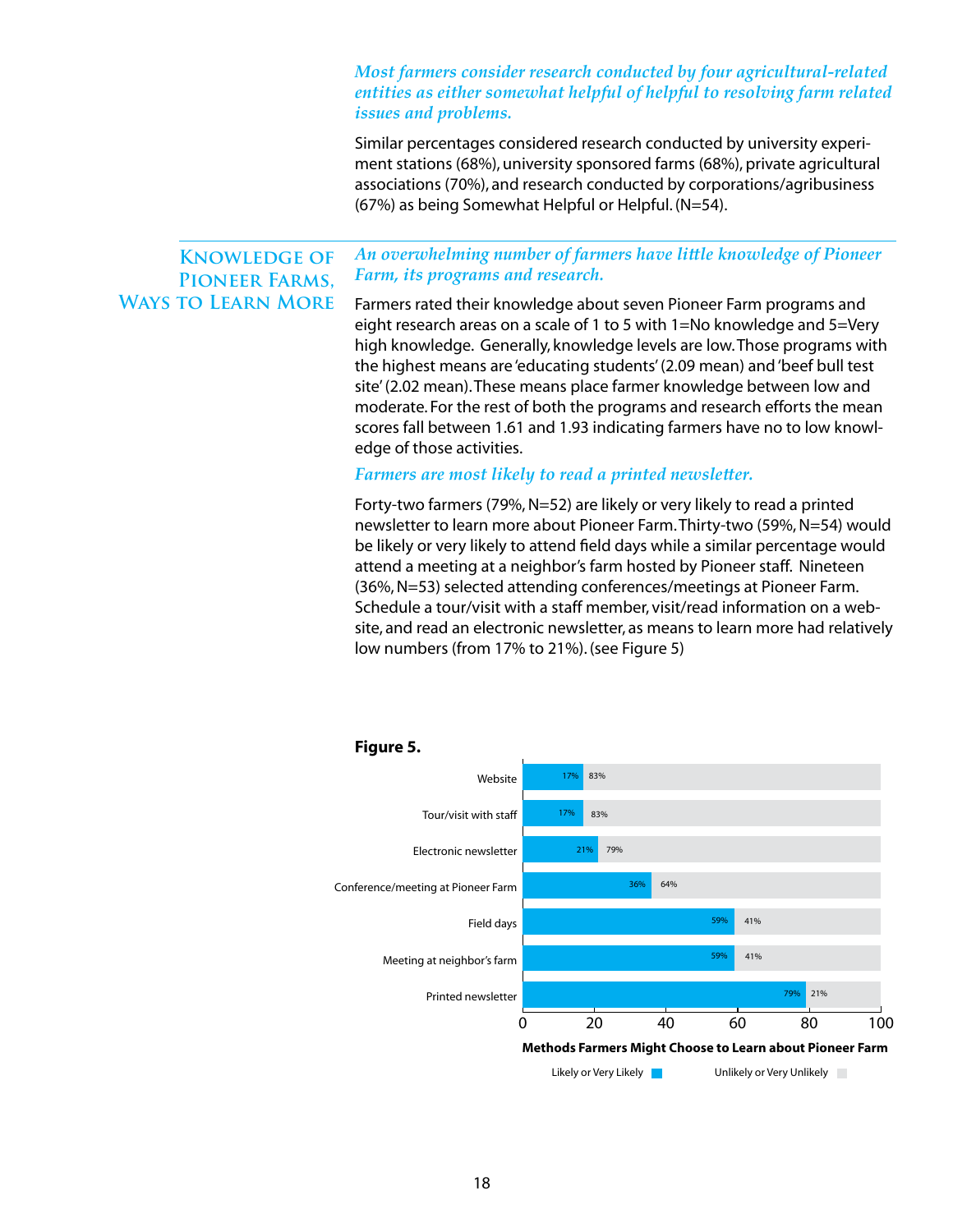*Most farmers consider research conducted by four agricultural-related entities as either somewhat helpful of helpful to resolving farm related issues and problems.*

Similar percentages considered research conducted by university experiment stations (68%), university sponsored farms (68%), private agricultural associations (70%), and research conducted by corporations/agribusiness (67%) as being Somewhat Helpful or Helpful. (N=54).

## Knowledge of Pioneer Farms, Ways to Learn More

*An overwhelming number of farmers have little knowledge of Pioneer Farm, its programs and research.*

Farmers rated their knowledge about seven Pioneer Farm programs and eight research areas on a scale of 1 to 5 with 1=No knowledge and 5=Very high knowledge. Generally, knowledge levels are low. Those programs with the highest means are 'educating students' (2.09 mean) and 'beef bull test site' (2.02 mean). These means place farmer knowledge between low and moderate. For the rest of both the programs and research efforts the mean scores fall between 1.61 and 1.93 indicating farmers have no to low knowledge of those activities.

*Farmers are most likely to read a printed newsletter.*

Forty-two farmers (79%, N=52) are likely or very likely to read a printed newsletter to learn more about Pioneer Farm. Thirty-two (59%, N=54) would be likely or very likely to attend field days while a similar percentage would attend a meeting at a neighbor's farm hosted by Pioneer staff. Nineteen (36%, N=53) selected attending conferences/meetings at Pioneer Farm. Schedule a tour/visit with a staff member, visit/read information on a website, and read an electronic newsletter, as means to learn more had relatively low numbers (from 17% to 21%). (see Figure 5)

**Figure 5.**

Methods Farmers Might Choose to Learn about Pioneer Farm

| Method | Likely or Very Likely | Unlikely or Very Unlikely |
|---|---|---|
| Website | 17% | 83% |
| Tour/visit with staff | 17% | 83% |
| Electronic newsletter | 21% | 79% |
| Conference/meeting at Pioneer Farm | 36% | 64% |
| Field days | 59% | 41% |
| Meeting at neighbor's farm | 59% | 41% |
| Printed newsletter | 79% | 21% |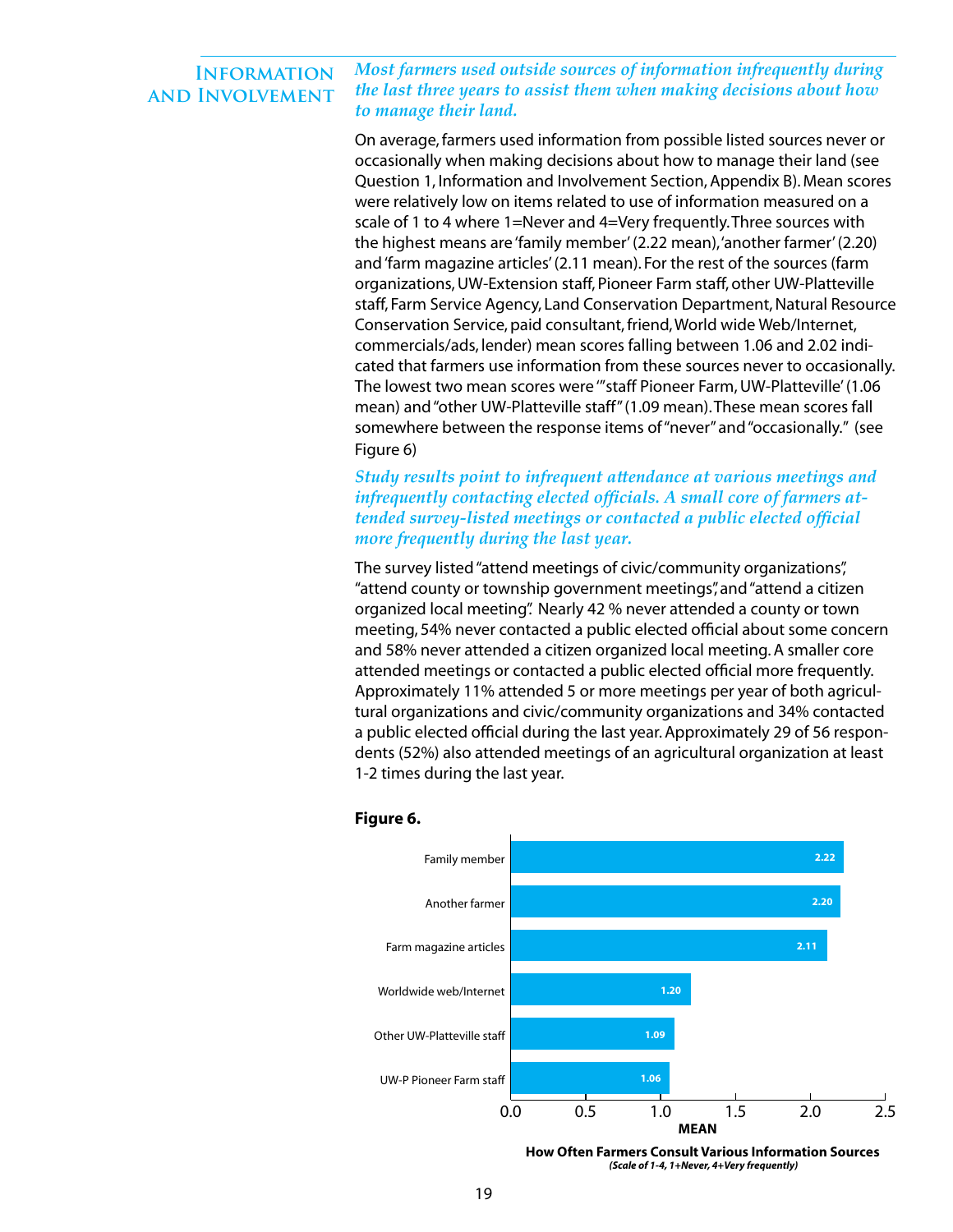## Information and Involvement

***Most farmers used outside sources of information infrequently during the last three years to assist them when making decisions about how to manage their land.***

On average, farmers used information from possible listed sources never or occasionally when making decisions about how to manage their land (see Question 1, Information and Involvement Section, Appendix B). Mean scores were relatively low on items related to use of information measured on a scale of 1 to 4 where 1=Never and 4=Very frequently. Three sources with the highest means are 'family member' (2.22 mean), 'another farmer' (2.20) and 'farm magazine articles' (2.11 mean). For the rest of the sources (farm organizations, UW-Extension staff, Pioneer Farm staff, other UW-Platteville staff, Farm Service Agency, Land Conservation Department, Natural Resource Conservation Service, paid consultant, friend, World wide Web/Internet, commercials/ads, lender) mean scores falling between 1.06 and 2.02 indicated that farmers use information from these sources never to occasionally. The lowest two mean scores were '"staff Pioneer Farm, UW-Platteville' (1.06 mean) and "other UW-Platteville staff" (1.09 mean). These mean scores fall somewhere between the response items of "never" and "occasionally." (see Figure 6)

***Study results point to infrequent attendance at various meetings and infrequently contacting elected officials. A small core of farmers attended survey-listed meetings or contacted a public elected official more frequently during the last year.***

The survey listed "attend meetings of civic/community organizations", "attend county or township government meetings", and "attend a citizen organized local meeting". Nearly 42 % never attended a county or town meeting, 54% never contacted a public elected official about some concern and 58% never attended a citizen organized local meeting. A smaller core attended meetings or contacted a public elected official more frequently. Approximately 11% attended 5 or more meetings per year of both agricultural organizations and civic/community organizations and 34% contacted a public elected official during the last year. Approximately 29 of 56 respondents (52%) also attended meetings of an agricultural organization at least 1-2 times during the last year.

**Figure 6.**

| Source | Mean |
|---|---|
| Family member | 2.22 |
| Another farmer | 2.20 |
| Farm magazine articles | 2.11 |
| Worldwide web/Internet | 1.20 |
| Other UW-Platteville staff | 1.09 |
| UW-P Pioneer Farm staff | 1.06 |

**How Often Farmers Consult Various Information Sources**
***(Scale of 1-4, 1+Never, 4+Very frequently)***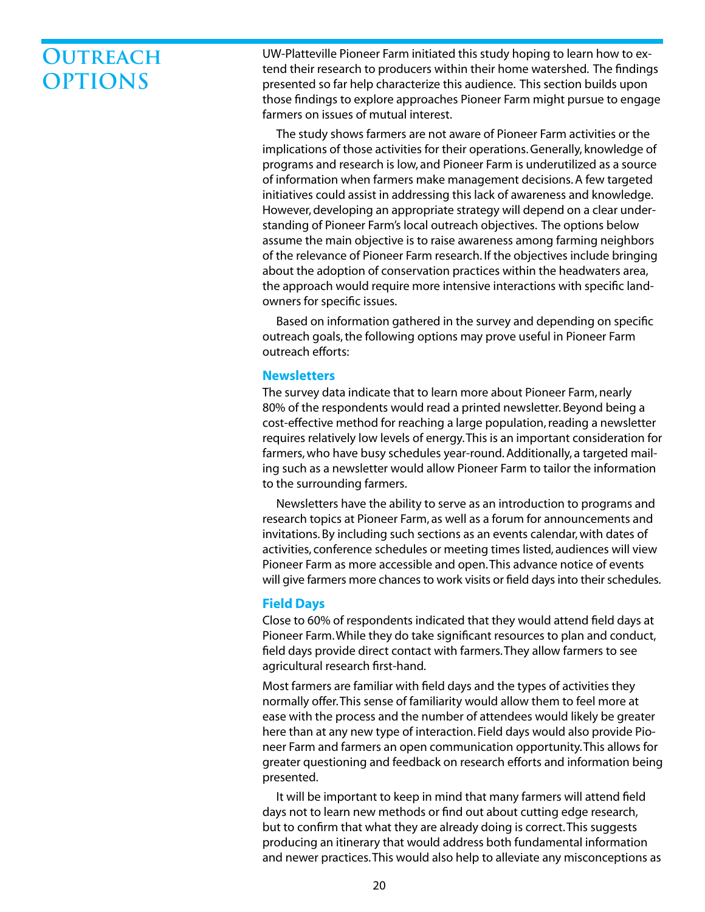# Outreach Options

UW-Platteville Pioneer Farm initiated this study hoping to learn how to extend their research to producers within their home watershed. The findings presented so far help characterize this audience. This section builds upon those findings to explore approaches Pioneer Farm might pursue to engage farmers on issues of mutual interest.

The study shows farmers are not aware of Pioneer Farm activities or the implications of those activities for their operations. Generally, knowledge of programs and research is low, and Pioneer Farm is underutilized as a source of information when farmers make management decisions. A few targeted initiatives could assist in addressing this lack of awareness and knowledge. However, developing an appropriate strategy will depend on a clear understanding of Pioneer Farm's local outreach objectives. The options below assume the main objective is to raise awareness among farming neighbors of the relevance of Pioneer Farm research. If the objectives include bringing about the adoption of conservation practices within the headwaters area, the approach would require more intensive interactions with specific landowners for specific issues.

Based on information gathered in the survey and depending on specific outreach goals, the following options may prove useful in Pioneer Farm outreach efforts:

### Newsletters

The survey data indicate that to learn more about Pioneer Farm, nearly 80% of the respondents would read a printed newsletter. Beyond being a cost-effective method for reaching a large population, reading a newsletter requires relatively low levels of energy. This is an important consideration for farmers, who have busy schedules year-round. Additionally, a targeted mailing such as a newsletter would allow Pioneer Farm to tailor the information to the surrounding farmers.

Newsletters have the ability to serve as an introduction to programs and research topics at Pioneer Farm, as well as a forum for announcements and invitations. By including such sections as an events calendar, with dates of activities, conference schedules or meeting times listed, audiences will view Pioneer Farm as more accessible and open. This advance notice of events will give farmers more chances to work visits or field days into their schedules.

### Field Days

Close to 60% of respondents indicated that they would attend field days at Pioneer Farm. While they do take significant resources to plan and conduct, field days provide direct contact with farmers. They allow farmers to see agricultural research first-hand.

Most farmers are familiar with field days and the types of activities they normally offer. This sense of familiarity would allow them to feel more at ease with the process and the number of attendees would likely be greater here than at any new type of interaction. Field days would also provide Pioneer Farm and farmers an open communication opportunity. This allows for greater questioning and feedback on research efforts and information being presented.

It will be important to keep in mind that many farmers will attend field days not to learn new methods or find out about cutting edge research, but to confirm that what they are already doing is correct. This suggests producing an itinerary that would address both fundamental information and newer practices. This would also help to alleviate any misconceptions as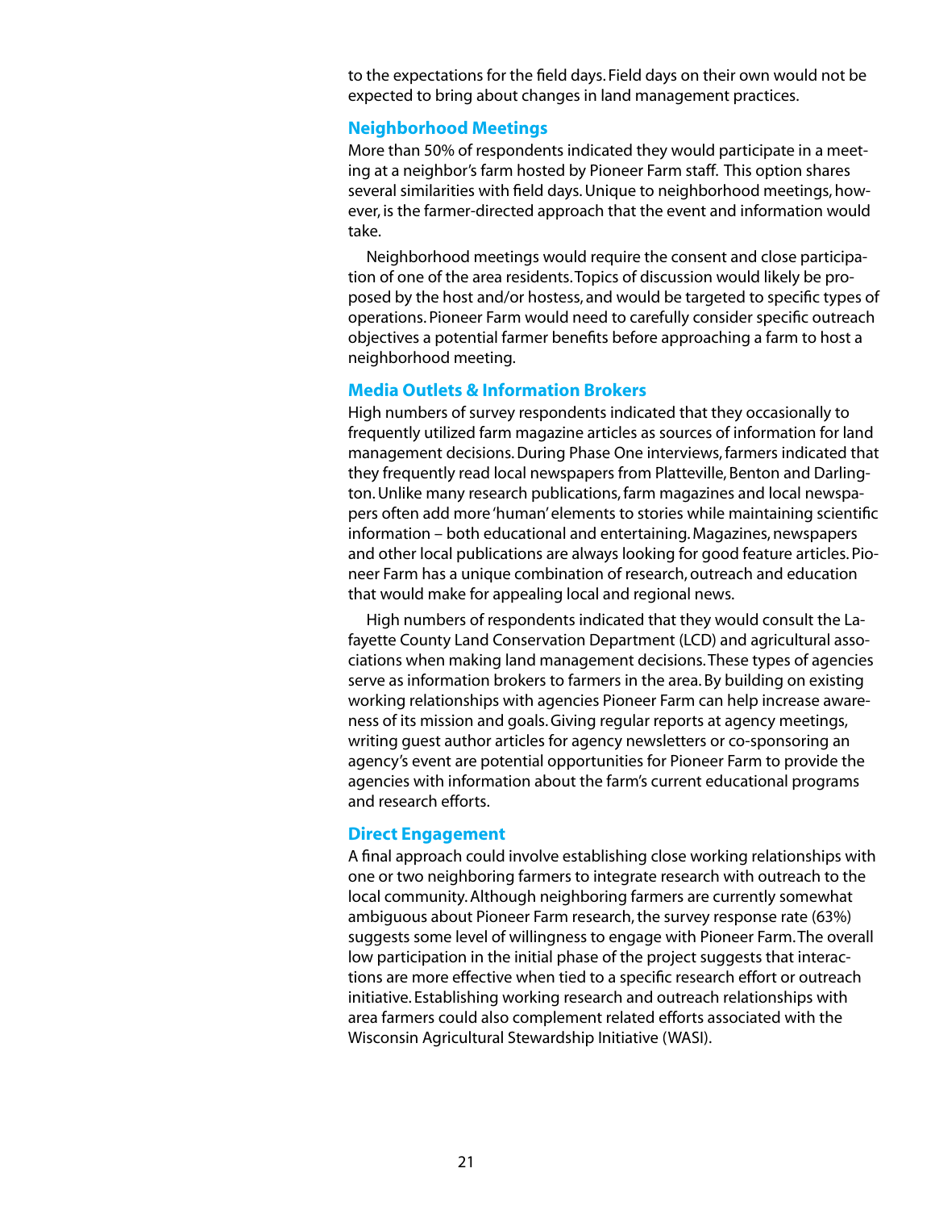to the expectations for the field days. Field days on their own would not be expected to bring about changes in land management practices.

### Neighborhood Meetings

More than 50% of respondents indicated they would participate in a meeting at a neighbor's farm hosted by Pioneer Farm staff. This option shares several similarities with field days. Unique to neighborhood meetings, however, is the farmer-directed approach that the event and information would take.

Neighborhood meetings would require the consent and close participation of one of the area residents. Topics of discussion would likely be proposed by the host and/or hostess, and would be targeted to specific types of operations. Pioneer Farm would need to carefully consider specific outreach objectives a potential farmer benefits before approaching a farm to host a neighborhood meeting.

### Media Outlets & Information Brokers

High numbers of survey respondents indicated that they occasionally to frequently utilized farm magazine articles as sources of information for land management decisions. During Phase One interviews, farmers indicated that they frequently read local newspapers from Platteville, Benton and Darlington. Unlike many research publications, farm magazines and local newspapers often add more 'human' elements to stories while maintaining scientific information – both educational and entertaining. Magazines, newspapers and other local publications are always looking for good feature articles. Pioneer Farm has a unique combination of research, outreach and education that would make for appealing local and regional news.

High numbers of respondents indicated that they would consult the Lafayette County Land Conservation Department (LCD) and agricultural associations when making land management decisions. These types of agencies serve as information brokers to farmers in the area. By building on existing working relationships with agencies Pioneer Farm can help increase awareness of its mission and goals. Giving regular reports at agency meetings, writing guest author articles for agency newsletters or co-sponsoring an agency's event are potential opportunities for Pioneer Farm to provide the agencies with information about the farm's current educational programs and research efforts.

### Direct Engagement

A final approach could involve establishing close working relationships with one or two neighboring farmers to integrate research with outreach to the local community. Although neighboring farmers are currently somewhat ambiguous about Pioneer Farm research, the survey response rate (63%) suggests some level of willingness to engage with Pioneer Farm. The overall low participation in the initial phase of the project suggests that interactions are more effective when tied to a specific research effort or outreach initiative. Establishing working research and outreach relationships with area farmers could also complement related efforts associated with the Wisconsin Agricultural Stewardship Initiative (WASI).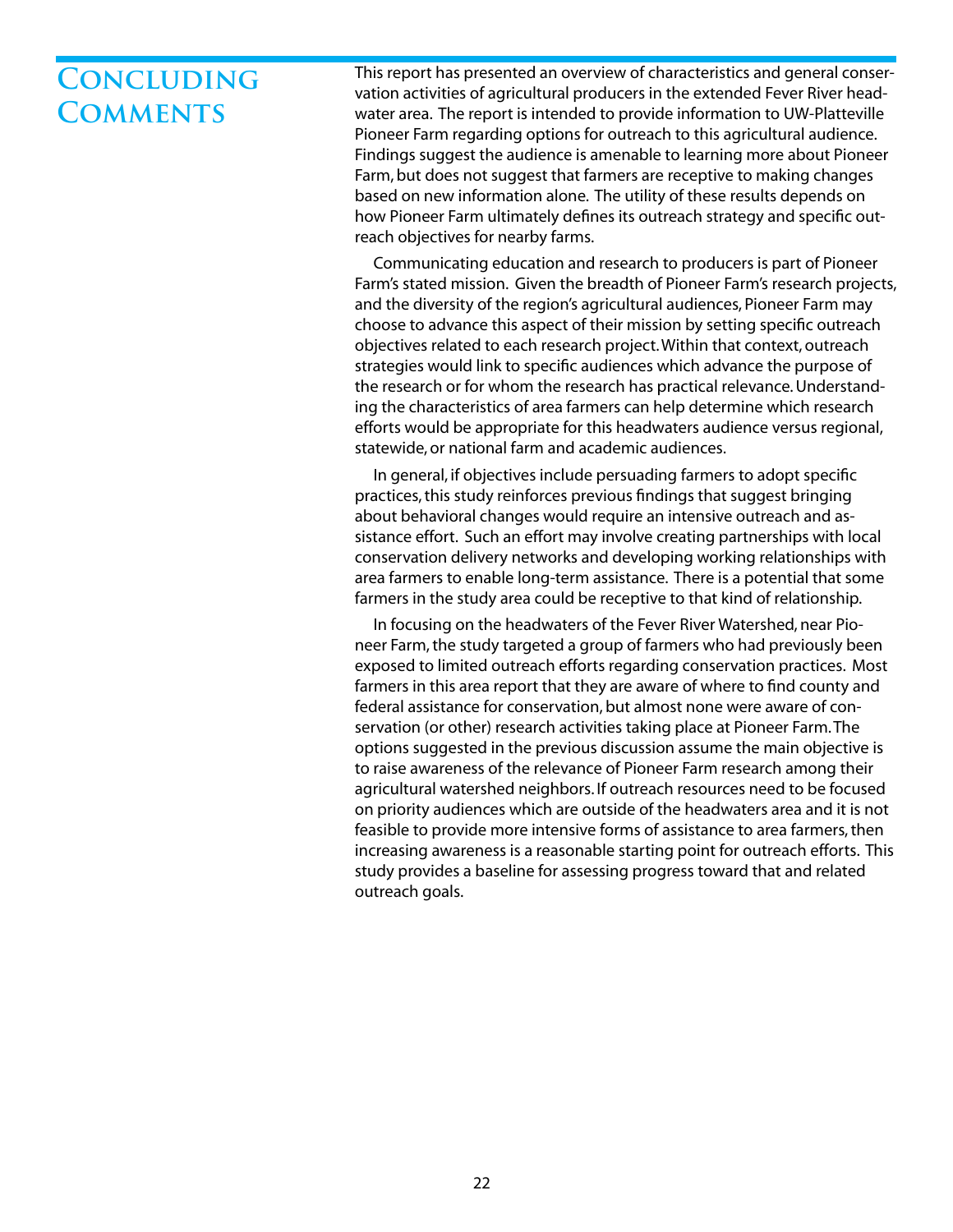# Concluding Comments

This report has presented an overview of characteristics and general conservation activities of agricultural producers in the extended Fever River headwater area. The report is intended to provide information to UW-Platteville Pioneer Farm regarding options for outreach to this agricultural audience. Findings suggest the audience is amenable to learning more about Pioneer Farm, but does not suggest that farmers are receptive to making changes based on new information alone. The utility of these results depends on how Pioneer Farm ultimately defines its outreach strategy and specific outreach objectives for nearby farms.

Communicating education and research to producers is part of Pioneer Farm's stated mission. Given the breadth of Pioneer Farm's research projects, and the diversity of the region's agricultural audiences, Pioneer Farm may choose to advance this aspect of their mission by setting specific outreach objectives related to each research project. Within that context, outreach strategies would link to specific audiences which advance the purpose of the research or for whom the research has practical relevance. Understanding the characteristics of area farmers can help determine which research efforts would be appropriate for this headwaters audience versus regional, statewide, or national farm and academic audiences.

In general, if objectives include persuading farmers to adopt specific practices, this study reinforces previous findings that suggest bringing about behavioral changes would require an intensive outreach and assistance effort. Such an effort may involve creating partnerships with local conservation delivery networks and developing working relationships with area farmers to enable long-term assistance. There is a potential that some farmers in the study area could be receptive to that kind of relationship.

In focusing on the headwaters of the Fever River Watershed, near Pioneer Farm, the study targeted a group of farmers who had previously been exposed to limited outreach efforts regarding conservation practices. Most farmers in this area report that they are aware of where to find county and federal assistance for conservation, but almost none were aware of conservation (or other) research activities taking place at Pioneer Farm. The options suggested in the previous discussion assume the main objective is to raise awareness of the relevance of Pioneer Farm research among their agricultural watershed neighbors. If outreach resources need to be focused on priority audiences which are outside of the headwaters area and it is not feasible to provide more intensive forms of assistance to area farmers, then increasing awareness is a reasonable starting point for outreach efforts. This study provides a baseline for assessing progress toward that and related outreach goals.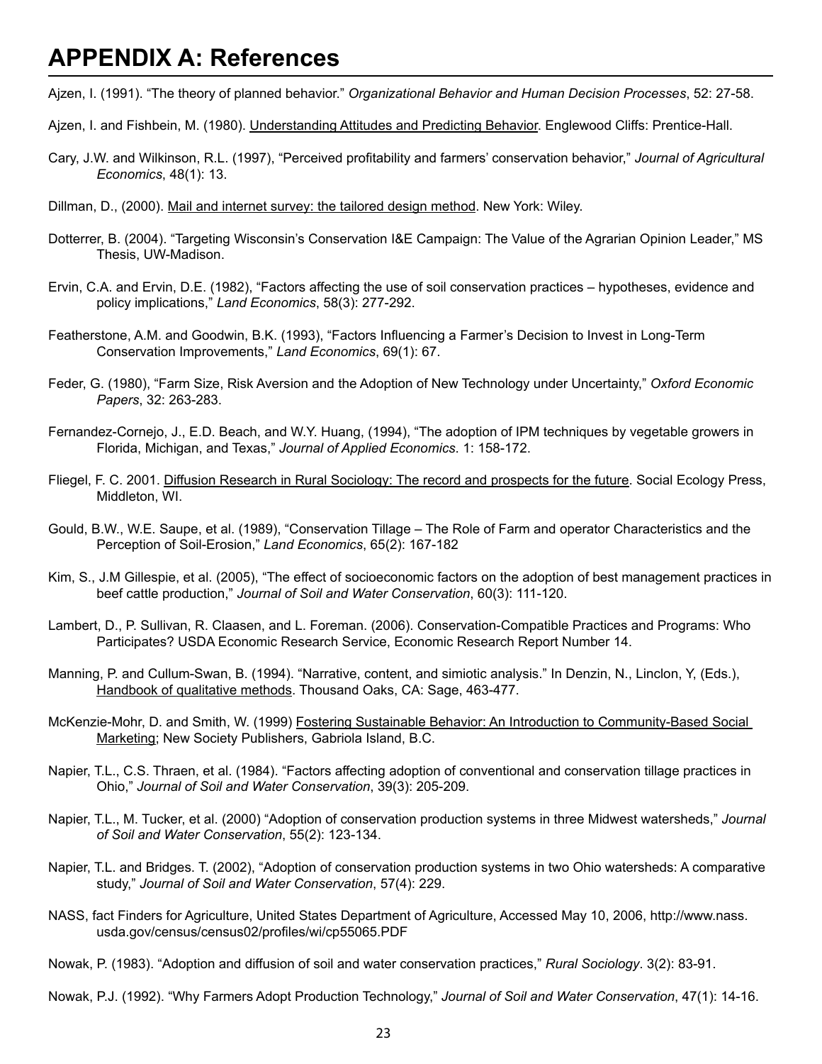# APPENDIX A: References

Ajzen, I. (1991). "The theory of planned behavior." *Organizational Behavior and Human Decision Processes*, 52: 27-58.

Ajzen, I. and Fishbein, M. (1980). Understanding Attitudes and Predicting Behavior. Englewood Cliffs: Prentice-Hall.

Cary, J.W. and Wilkinson, R.L. (1997), "Perceived profitability and farmers' conservation behavior," *Journal of Agricultural Economics*, 48(1): 13.

Dillman, D., (2000). Mail and internet survey: the tailored design method. New York: Wiley.

Dotterrer, B. (2004). "Targeting Wisconsin's Conservation I&E Campaign: The Value of the Agrarian Opinion Leader," MS Thesis, UW-Madison.

Ervin, C.A. and Ervin, D.E. (1982), "Factors affecting the use of soil conservation practices – hypotheses, evidence and policy implications," *Land Economics*, 58(3): 277-292.

Featherstone, A.M. and Goodwin, B.K. (1993), "Factors Influencing a Farmer's Decision to Invest in Long-Term Conservation Improvements," *Land Economics*, 69(1): 67.

Feder, G. (1980), "Farm Size, Risk Aversion and the Adoption of New Technology under Uncertainty," *Oxford Economic Papers*, 32: 263-283.

Fernandez-Cornejo, J., E.D. Beach, and W.Y. Huang, (1994), "The adoption of IPM techniques by vegetable growers in Florida, Michigan, and Texas," *Journal of Applied Economics*. 1: 158-172.

Fliegel, F. C. 2001. Diffusion Research in Rural Sociology: The record and prospects for the future. Social Ecology Press, Middleton, WI.

Gould, B.W., W.E. Saupe, et al. (1989), "Conservation Tillage – The Role of Farm and operator Characteristics and the Perception of Soil-Erosion," *Land Economics*, 65(2): 167-182

Kim, S., J.M Gillespie, et al. (2005), "The effect of socioeconomic factors on the adoption of best management practices in beef cattle production," *Journal of Soil and Water Conservation*, 60(3): 111-120.

Lambert, D., P. Sullivan, R. Claasen, and L. Foreman. (2006). Conservation-Compatible Practices and Programs: Who Participates? USDA Economic Research Service, Economic Research Report Number 14.

Manning, P. and Cullum-Swan, B. (1994). "Narrative, content, and simiotic analysis." In Denzin, N., Linclon, Y, (Eds.), Handbook of qualitative methods. Thousand Oaks, CA: Sage, 463-477.

McKenzie-Mohr, D. and Smith, W. (1999) Fostering Sustainable Behavior: An Introduction to Community-Based Social Marketing; New Society Publishers, Gabriola Island, B.C.

Napier, T.L., C.S. Thraen, et al. (1984). "Factors affecting adoption of conventional and conservation tillage practices in Ohio," *Journal of Soil and Water Conservation*, 39(3): 205-209.

Napier, T.L., M. Tucker, et al. (2000) "Adoption of conservation production systems in three Midwest watersheds," *Journal of Soil and Water Conservation*, 55(2): 123-134.

Napier, T.L. and Bridges. T. (2002), "Adoption of conservation production systems in two Ohio watersheds: A comparative study," *Journal of Soil and Water Conservation*, 57(4): 229.

NASS, fact Finders for Agriculture, United States Department of Agriculture, Accessed May 10, 2006, http://www.nass.usda.gov/census/census02/profiles/wi/cp55065.PDF

Nowak, P. (1983). "Adoption and diffusion of soil and water conservation practices," *Rural Sociology*. 3(2): 83-91.

Nowak, P.J. (1992). "Why Farmers Adopt Production Technology," *Journal of Soil and Water Conservation*, 47(1): 14-16.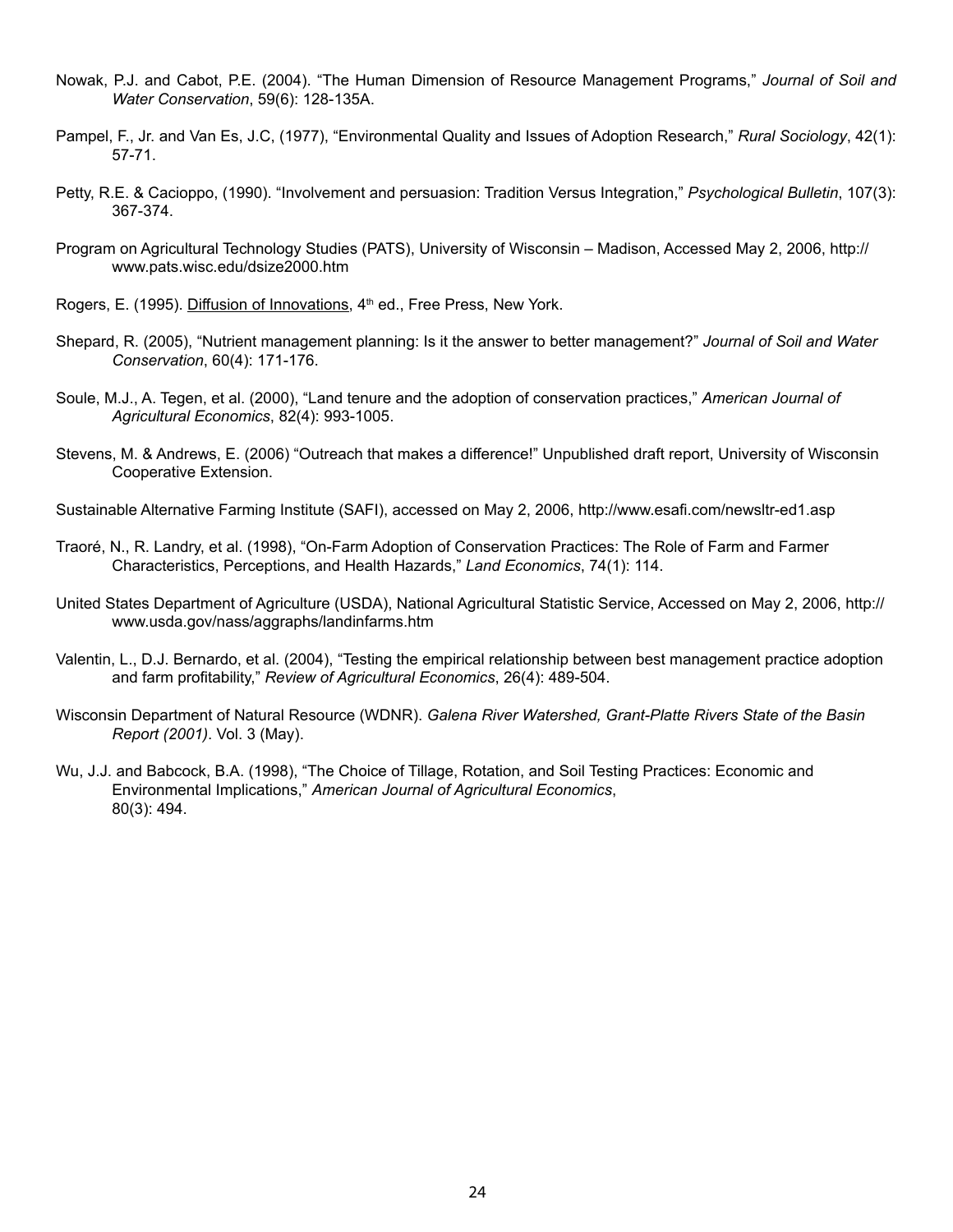Nowak, P.J. and Cabot, P.E. (2004). "The Human Dimension of Resource Management Programs," *Journal of Soil and Water Conservation*, 59(6): 128-135A.

Pampel, F., Jr. and Van Es, J.C, (1977), "Environmental Quality and Issues of Adoption Research," *Rural Sociology*, 42(1): 57-71.

Petty, R.E. & Cacioppo, (1990). "Involvement and persuasion: Tradition Versus Integration," *Psychological Bulletin*, 107(3): 367-374.

Program on Agricultural Technology Studies (PATS), University of Wisconsin – Madison, Accessed May 2, 2006, http://www.pats.wisc.edu/dsize2000.htm

Rogers, E. (1995). Diffusion of Innovations, 4th ed., Free Press, New York.

Shepard, R. (2005), "Nutrient management planning: Is it the answer to better management?" *Journal of Soil and Water Conservation*, 60(4): 171-176.

Soule, M.J., A. Tegen, et al. (2000), "Land tenure and the adoption of conservation practices," *American Journal of Agricultural Economics*, 82(4): 993-1005.

Stevens, M. & Andrews, E. (2006) "Outreach that makes a difference!" Unpublished draft report, University of Wisconsin Cooperative Extension.

Sustainable Alternative Farming Institute (SAFI), accessed on May 2, 2006, http://www.esafi.com/newsltr-ed1.asp

Traoré, N., R. Landry, et al. (1998), "On-Farm Adoption of Conservation Practices: The Role of Farm and Farmer Characteristics, Perceptions, and Health Hazards," *Land Economics*, 74(1): 114.

United States Department of Agriculture (USDA), National Agricultural Statistic Service, Accessed on May 2, 2006, http://www.usda.gov/nass/aggraphs/landinfarms.htm

Valentin, L., D.J. Bernardo, et al. (2004), "Testing the empirical relationship between best management practice adoption and farm profitability," *Review of Agricultural Economics*, 26(4): 489-504.

Wisconsin Department of Natural Resource (WDNR). *Galena River Watershed, Grant-Platte Rivers State of the Basin Report (2001)*. Vol. 3 (May).

Wu, J.J. and Babcock, B.A. (1998), "The Choice of Tillage, Rotation, and Soil Testing Practices: Economic and Environmental Implications," *American Journal of Agricultural Economics*, 80(3): 494.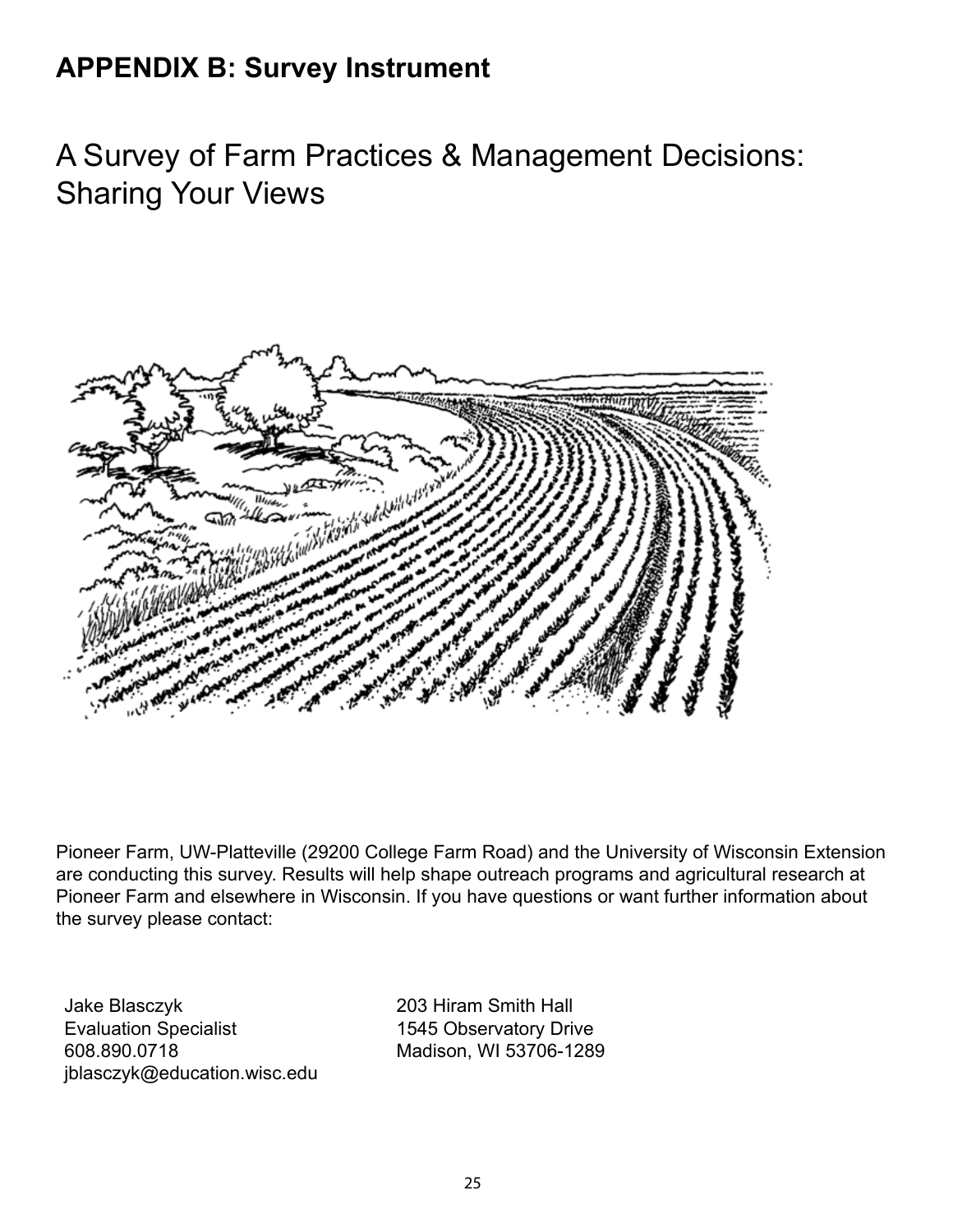## APPENDIX B: Survey Instrument

# A Survey of Farm Practices & Management Decisions: Sharing Your Views

Pioneer Farm, UW-Platteville (29200 College Farm Road) and the University of Wisconsin Extension are conducting this survey. Results will help shape outreach programs and agricultural research at Pioneer Farm and elsewhere in Wisconsin. If you have questions or want further information about the survey please contact:

Jake Blasczyk
Evaluation Specialist
608.890.0718
jblasczyk@education.wisc.edu

203 Hiram Smith Hall
1545 Observatory Drive
Madison, WI 53706-1289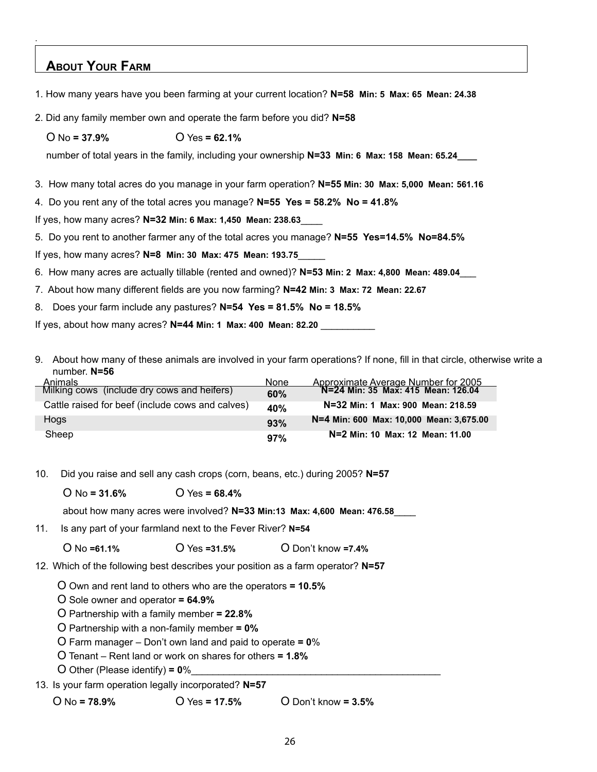## About Your Farm

1. How many years have you been farming at your current location? **N=58 Min: 5 Max: 65 Mean: 24.38**

2. Did any family member own and operate the farm before you did? **N=58**

   O No **= 37.9%** O Yes **= 62.1%**

   number of total years in the family, including your ownership **N=33 Min: 6 Max: 158 Mean: 65.24**____

3. How many total acres do you manage in your farm operation? **N=55 Min: 30 Max: 5,000 Mean: 561.16**

4. Do you rent any of the total acres you manage? **N=55 Yes = 58.2% No = 41.8%**

If yes, how many acres? **N=32 Min: 6 Max: 1,450 Mean: 238.63**____

5. Do you rent to another farmer any of the total acres you manage? **N=55 Yes=14.5% No=84.5%**

If yes, how many acres? **N=8 Min: 30 Max: 475 Mean: 193.75**_____

6. How many acres are actually tillable (rented and owned)? **N=53 Min: 2 Max: 4,800 Mean: 489.04**___

7. About how many different fields are you now farming? **N=42 Min: 3 Max: 72 Mean: 22.67**

8. Does your farm include any pastures? **N=54 Yes = 81.5% No = 18.5%**

If yes, about how many acres? **N=44 Min: 1 Max: 400 Mean: 82.20** __________

9. About how many of these animals are involved in your farm operations? If none, fill in that circle, otherwise write a number. **N=56**

| Animals | None | Approximate Average Number for 2005 |
|---|---|---|
| Milking cows (include dry cows and heifers) | **60%** | **N=24 Min: 35 Max: 415 Mean: 126.04** |
| Cattle raised for beef (include cows and calves) | **40%** | **N=32 Min: 1 Max: 900 Mean: 218.59** |
| Hogs | **93%** | **N=4 Min: 600 Max: 10,000 Mean: 3,675.00** |
| Sheep | **97%** | **N=2 Min: 10 Max: 12 Mean: 11.00** |

10. Did you raise and sell any cash crops (corn, beans, etc.) during 2005? **N=57**

    O No **= 31.6%** O Yes **= 68.4%**

    about how many acres were involved? **N=33 Min:13 Max: 4,600 Mean: 476.58**____

11. Is any part of your farmland next to the Fever River? **N=54**

    O No **=61.1%** O Yes **=31.5%** O Don't know **=7.4%**

12. Which of the following best describes your position as a farm operator? **N=57**

    O Own and rent land to others who are the operators **= 10.5%**
    O Sole owner and operator **= 64.9%**
    O Partnership with a family member **= 22.8%**
    O Partnership with a non-family member **= 0%**
    O Farm manager – Don't own land and paid to operate **= 0**%
    O Tenant – Rent land or work on shares for others **= 1.8%**
    O Other (Please identify) **= 0**%________________________________________________

13. Is your farm operation legally incorporated? **N=57**

    O No **= 78.9%** O Yes **= 17.5%** O Don't know **= 3.5%**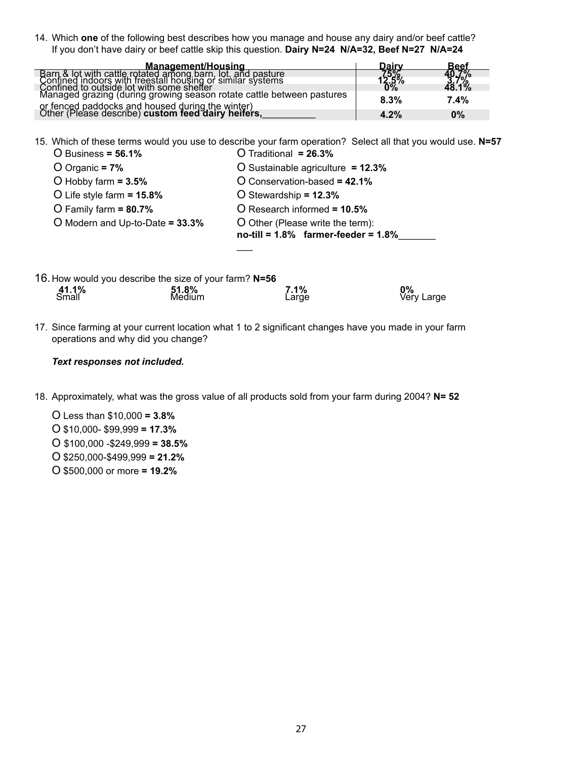14. Which **one** of the following best describes how you manage and house any dairy and/or beef cattle? If you don't have dairy or beef cattle skip this question. **Dairy N=24 N/A=32, Beef N=27 N/A=24**

| Management/Housing | Dairy | Beef |
|---|---|---|
| Barn & lot with cattle rotated among barn, lot, and pasture | 75% | 40.7% |
| Confined indoors with freestall housing or similar systems | 12.5% | 3.7% |
| Confined to outside lot with some shelter | 0% | 48.1% |
| Managed grazing (during growing season rotate cattle between pastures or fenced paddocks and housed during the winter) | 8.3% | 7.4% |
| Other (Please describe) **custom feed dairy heifers,**__________ | 4.2% | 0% |

15. Which of these terms would you use to describe your farm operation? Select all that you would use. **N=57**

- O Business **= 56.1%**
- O Organic **= 7%**
- O Hobby farm **= 3.5%**
- O Life style farm **= 15.8%**
- O Family farm **= 80.7%**
- O Modern and Up-to-Date **= 33.3%**
- O Traditional **= 26.3%**
- O Sustainable agriculture **= 12.3%**
- O Conservation-based **= 42.1%**
- O Stewardship **= 12.3%**
- O Research informed **= 10.5%**
- O Other (Please write the term): **no-till = 1.8% farmer-feeder = 1.8%**__________

16. How would you describe the size of your farm? **N=56**

| Small | Medium | Large | Very Large |
|---|---|---|---|
| 41.1% | 51.8% | 7.1% | 0% |

17. Since farming at your current location what 1 to 2 significant changes have you made in your farm operations and why did you change?

***Text responses not included.***

18. Approximately, what was the gross value of all products sold from your farm during 2004? **N= 52**

- O Less than $10,000 **= 3.8%**
- O $10,000- $99,999 **= 17.3%**
- O $100,000 -$249,999 **= 38.5%**
- O $250,000-$499,999 **= 21.2%**
- O $500,000 or more **= 19.2%**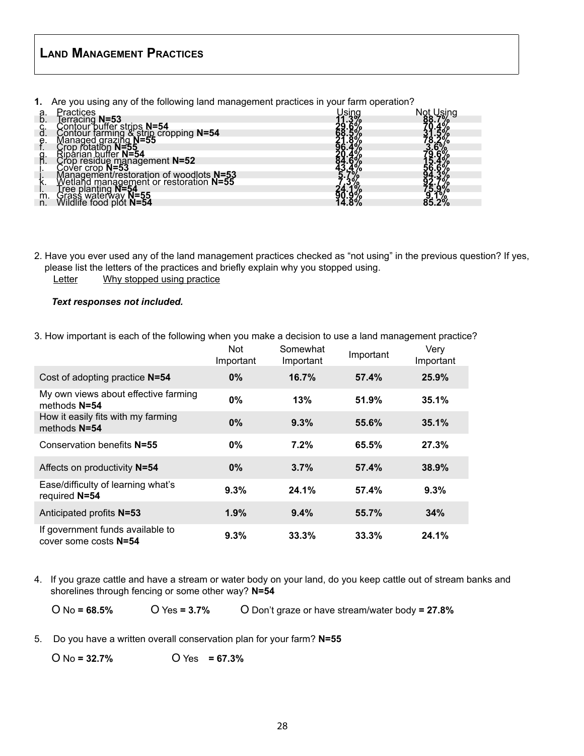## Land Management Practices

**1.** Are you using any of the following land management practices in your farm operation?

| | Practices | Using | Not Using |
|---|---|---|---|
| b. | Terracing **N=53** | **11.3%** | **88.7%** |
| c. | Contour buffer strips **N=54** | **29.6%** | **70.4%** |
| d. | Contour farming & strip cropping **N=54** | **68.5%** | **31.5%** |
| e. | Managed grazing **N=55** | **21.8%** | **78.2%** |
| f. | Crop rotation **N=55** | **96.4%** | **3.6%** |
| g. | Riparian buffer **N=54** | **20.4%** | **79.6%** |
| h. | Crop residue management **N=52** | **84.6%** | **15.4%** |
| i. | Cover crop **N=53** | **43.4%** | **56.6%** |
| j. | Management/restoration of woodlots **N=53** | **5.7%** | **94.3%** |
| k. | Wetland management or restoration **N=55** | **7.3%** | **92.7%** |
| l. | Tree planting **N=54** | **24.1%** | **75.9%** |
| m. | Grass waterway **N=55** | **90.9%** | **9.1%** |
| n. | Wildlife food plot **N=54** | **14.8%** | **85.2%** |

2. Have you ever used any of the land management practices checked as "not using" in the previous question? If yes, please list the letters of the practices and briefly explain why you stopped using.

Letter    Why stopped using practice

***Text responses not included.***

3. How important is each of the following when you make a decision to use a land management practice?

| | Not Important | Somewhat Important | Important | Very Important |
|---|---|---|---|---|
| Cost of adopting practice **N=54** | **0%** | **16.7%** | **57.4%** | **25.9%** |
| My own views about effective farming methods **N=54** | **0%** | **13%** | **51.9%** | **35.1%** |
| How it easily fits with my farming methods **N=54** | **0%** | **9.3%** | **55.6%** | **35.1%** |
| Conservation benefits **N=55** | **0%** | **7.2%** | **65.5%** | **27.3%** |
| Affects on productivity **N=54** | **0%** | **3.7%** | **57.4%** | **38.9%** |
| Ease/difficulty of learning what's required **N=54** | **9.3%** | **24.1%** | **57.4%** | **9.3%** |
| Anticipated profits **N=53** | **1.9%** | **9.4%** | **55.7%** | **34%** |
| If government funds available to cover some costs **N=54** | **9.3%** | **33.3%** | **33.3%** | **24.1%** |

4. If you graze cattle and have a stream or water body on your land, do you keep cattle out of stream banks and shorelines through fencing or some other way? **N=54**

O No **= 68.5%**   O Yes **= 3.7%**   O Don't graze or have stream/water body **= 27.8%**

5. Do you have a written overall conservation plan for your farm? **N=55**

O No **= 32.7%**   O Yes **= 67.3%**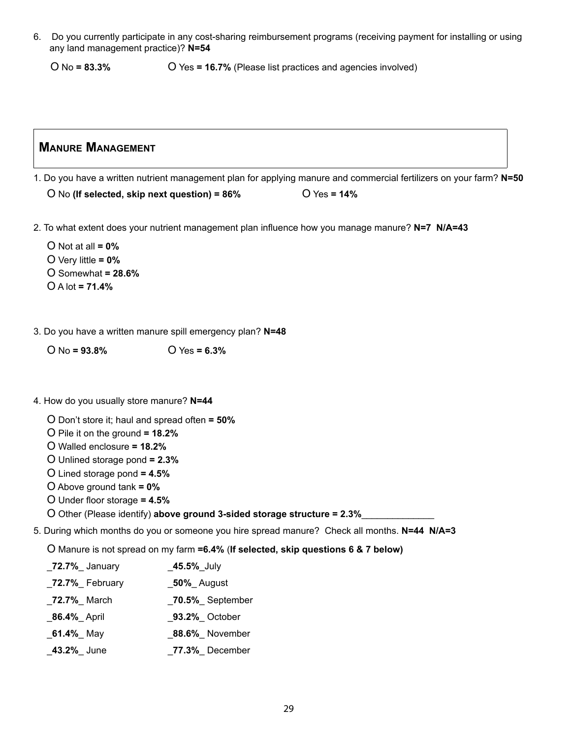6. Do you currently participate in any cost-sharing reimbursement programs (receiving payment for installing or using any land management practice)? **N=54**

   O No **= 83.3%** O Yes **= 16.7%** (Please list practices and agencies involved)

## Manure Management

1. Do you have a written nutrient management plan for applying manure and commercial fertilizers on your farm? **N=50**

   O No **(If selected, skip next question) = 86%** O Yes **= 14%**

2. To what extent does your nutrient management plan influence how you manage manure? **N=7 N/A=43**

   O Not at all **= 0%**
   O Very little **= 0%**
   O Somewhat **= 28.6%**
   O A lot **= 71.4%**

3. Do you have a written manure spill emergency plan? **N=48**

   O No **= 93.8%** O Yes **= 6.3%**

4. How do you usually store manure? **N=44**

   O Don't store it; haul and spread often **= 50%**
   O Pile it on the ground **= 18.2%**
   O Walled enclosure **= 18.2%**
   O Unlined storage pond **= 2.3%**
   O Lined storage pond **= 4.5%**
   O Above ground tank **= 0%**
   O Under floor storage **= 4.5%**
   O Other (Please identify) **above ground 3-sided storage structure = 2.3%**______________

5. During which months do you or someone you hire spread manure? Check all months. **N=44 N/A=3**

   O Manure is not spread on my farm **=6.4%** (**If selected, skip questions 6 & 7 below)**

   _**72.7%**_ January _**45.5%**_July
   _**72.7%**_ February _**50%**_ August
   _**72.7%**_ March _**70.5%**_ September
   _**86.4%**_ April _**93.2%**_ October
   _**61.4%**_ May _**88.6%**_ November
   _**43.2%**_ June _**77.3%**_ December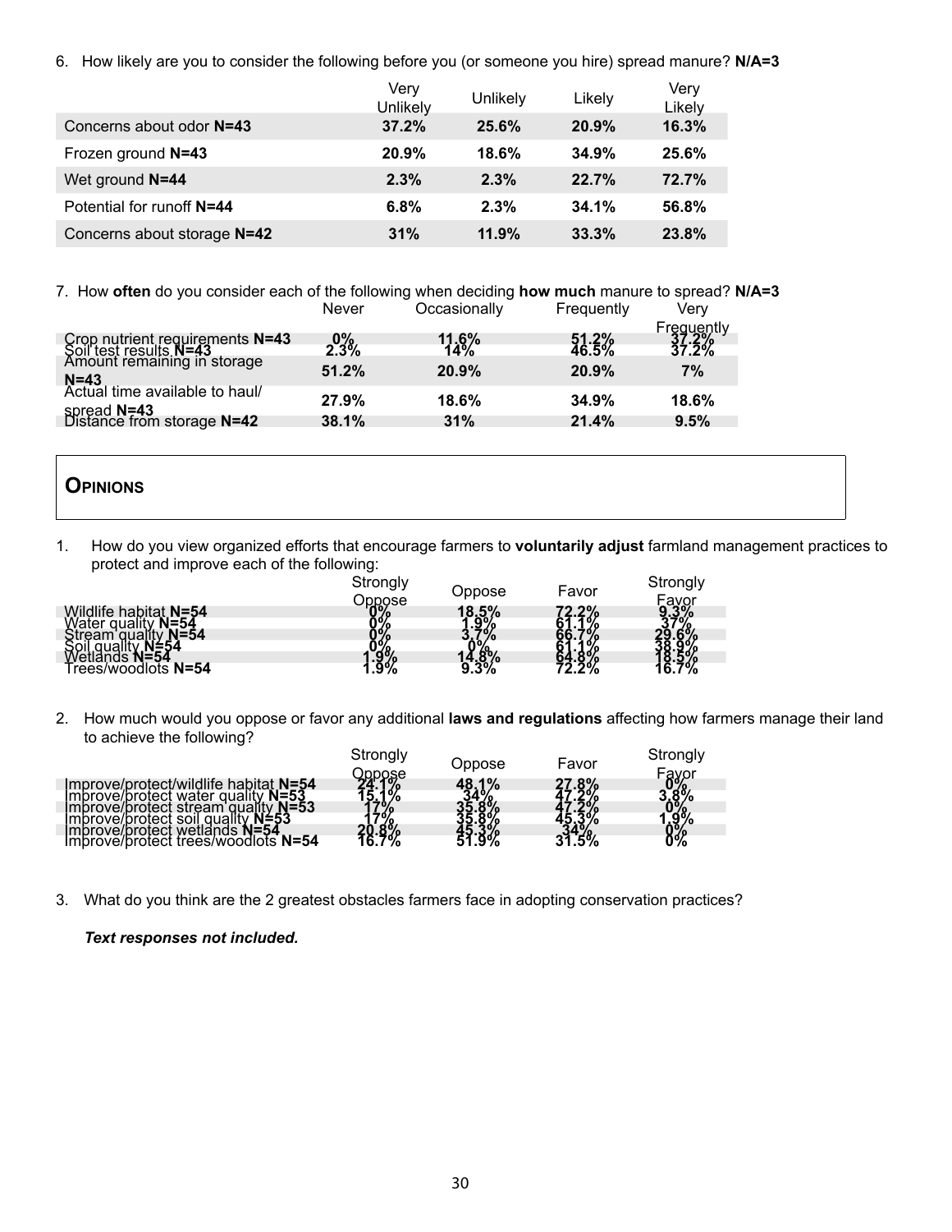6. How likely are you to consider the following before you (or someone you hire) spread manure? **N/A=3**

| | Very Unlikely | Unlikely | Likely | Very Likely |
|---|---|---|---|---|
| Concerns about odor **N=43** | **37.2%** | **25.6%** | **20.9%** | **16.3%** |
| Frozen ground **N=43** | **20.9%** | **18.6%** | **34.9%** | **25.6%** |
| Wet ground **N=44** | **2.3%** | **2.3%** | **22.7%** | **72.7%** |
| Potential for runoff **N=44** | **6.8%** | **2.3%** | **34.1%** | **56.8%** |
| Concerns about storage **N=42** | **31%** | **11.9%** | **33.3%** | **23.8%** |

7. How **often** do you consider each of the following when deciding **how much** manure to spread? **N/A=3**

| | Never | Occasionally | Frequently | Very Frequently |
|---|---|---|---|---|
| Crop nutrient requirements **N=43** | **0%** | **11.6%** | **51.2%** | **37.2%** |
| Soil test results **N=43** | **2.3%** | **14%** | **46.5%** | **37.2%** |
| Amount remaining in storage **N=43** | **51.2%** | **20.9%** | **20.9%** | **7%** |
| Actual time available to haul/ spread **N=43** | **27.9%** | **18.6%** | **34.9%** | **18.6%** |
| Distance from storage **N=42** | **38.1%** | **31%** | **21.4%** | **9.5%** |

## Opinions

1. How do you view organized efforts that encourage farmers to **voluntarily adjust** farmland management practices to protect and improve each of the following:

| | Strongly Oppose | Oppose | Favor | Strongly Favor |
|---|---|---|---|---|
| Wildlife habitat **N=54** | **0%** | **18.5%** | **72.2%** | **9.3%** |
| Water quality **N=54** | **0%** | **1.9%** | **61.1%** | **37%** |
| Stream quality **N=54** | **0%** | **3.7%** | **66.7%** | **29.6%** |
| Soil quality **N=54** | **0%** | **0%** | **61.1%** | **38.9%** |
| Wetlands **N=54** | **1.9%** | **14.8%** | **64.8%** | **18.5%** |
| Trees/woodlots **N=54** | **1.9%** | **9.3%** | **72.2%** | **16.7%** |

2. How much would you oppose or favor any additional **laws and regulations** affecting how farmers manage their land to achieve the following?

| | Strongly Oppose | Oppose | Favor | Strongly Favor |
|---|---|---|---|---|
| Improve/protect/wildlife habitat **N=54** | **24.1%** | **48.1%** | **27.8%** | **0%** |
| Improve/protect water quality **N=53** | **15.1%** | **34%** | **47.2%** | **3.8%** |
| Improve/protect stream quality **N=53** | **17%** | **35.8%** | **47.2%** | **0%** |
| Improve/protect soil quality **N=53** | **17%** | **35.8%** | **45.3%** | **1.9%** |
| Improve/protect wetlands **N=54** | **20.8%** | **45.3%** | **34%** | **0%** |
| Improve/protect trees/woodlots **N=54** | **16.7%** | **51.9%** | **31.5%** | **0%** |

3. What do you think are the 2 greatest obstacles farmers face in adopting conservation practices?

***Text responses not included.***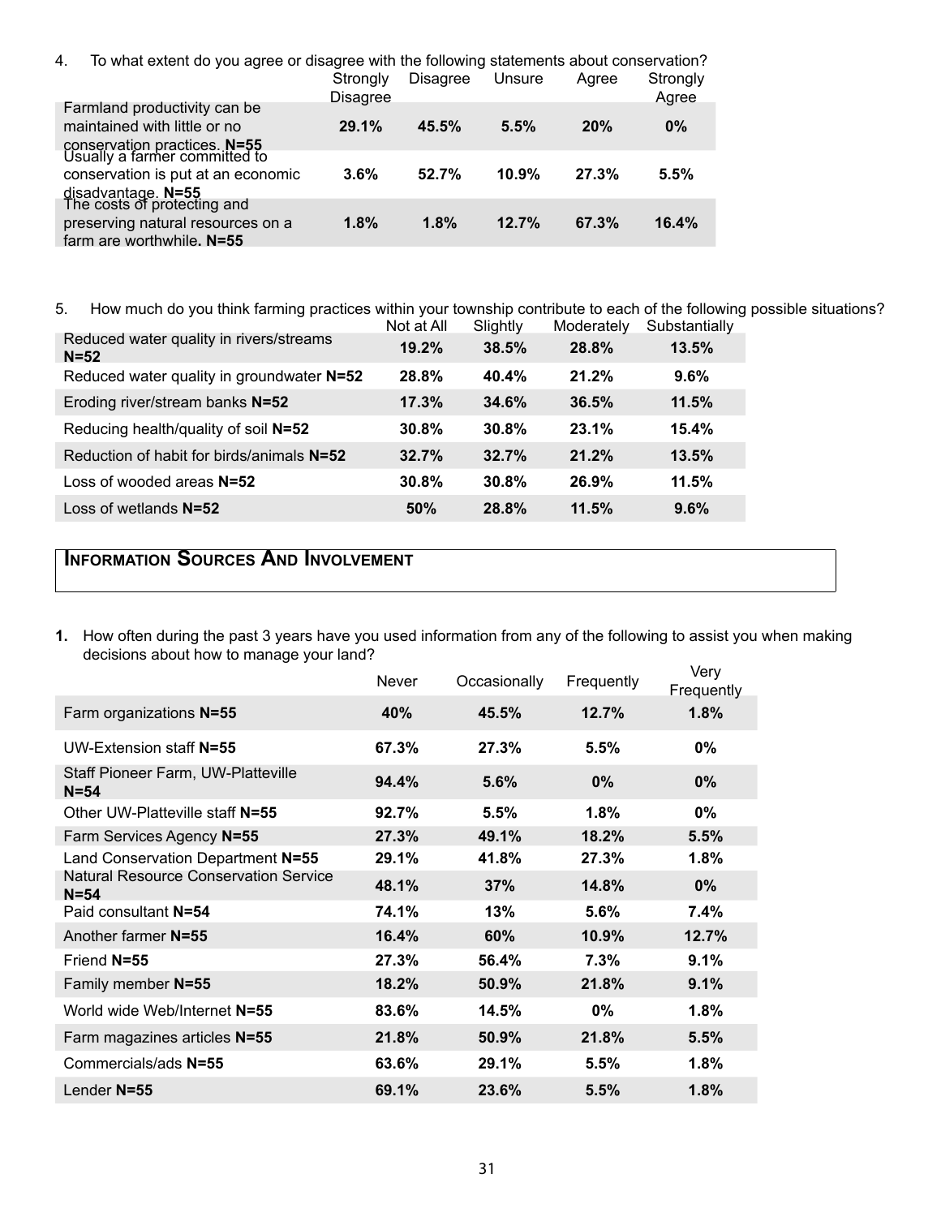4. To what extent do you agree or disagree with the following statements about conservation?

| | Strongly Disagree | Disagree | Unsure | Agree | Strongly Agree |
|---|---|---|---|---|---|
| Farmland productivity can be maintained with little or no conservation practices. **N=55** | **29.1%** | **45.5%** | **5.5%** | **20%** | **0%** |
| Usually a farmer committed to conservation is put at an economic disadvantage. **N=55** | **3.6%** | **52.7%** | **10.9%** | **27.3%** | **5.5%** |
| The costs of protecting and preserving natural resources on a farm are worthwhile**. N=55** | **1.8%** | **1.8%** | **12.7%** | **67.3%** | **16.4%** |

5. How much do you think farming practices within your township contribute to each of the following possible situations?

| | Not at All | Slightly | Moderately | Substantially |
|---|---|---|---|---|
| Reduced water quality in rivers/streams **N=52** | **19.2%** | **38.5%** | **28.8%** | **13.5%** |
| Reduced water quality in groundwater **N=52** | **28.8%** | **40.4%** | **21.2%** | **9.6%** |
| Eroding river/stream banks **N=52** | **17.3%** | **34.6%** | **36.5%** | **11.5%** |
| Reducing health/quality of soil **N=52** | **30.8%** | **30.8%** | **23.1%** | **15.4%** |
| Reduction of habit for birds/animals **N=52** | **32.7%** | **32.7%** | **21.2%** | **13.5%** |
| Loss of wooded areas **N=52** | **30.8%** | **30.8%** | **26.9%** | **11.5%** |
| Loss of wetlands **N=52** | **50%** | **28.8%** | **11.5%** | **9.6%** |

## Information Sources And Involvement

**1.** How often during the past 3 years have you used information from any of the following to assist you when making decisions about how to manage your land?

| | Never | Occasionally | Frequently | Very Frequently |
|---|---|---|---|---|
| Farm organizations **N=55** | **40%** | **45.5%** | **12.7%** | **1.8%** |
| UW-Extension staff **N=55** | **67.3%** | **27.3%** | **5.5%** | **0%** |
| Staff Pioneer Farm, UW-Platteville **N=54** | **94.4%** | **5.6%** | **0%** | **0%** |
| Other UW-Platteville staff **N=55** | **92.7%** | **5.5%** | **1.8%** | **0%** |
| Farm Services Agency **N=55** | **27.3%** | **49.1%** | **18.2%** | **5.5%** |
| Land Conservation Department **N=55** | **29.1%** | **41.8%** | **27.3%** | **1.8%** |
| Natural Resource Conservation Service **N=54** | **48.1%** | **37%** | **14.8%** | **0%** |
| Paid consultant **N=54** | **74.1%** | **13%** | **5.6%** | **7.4%** |
| Another farmer **N=55** | **16.4%** | **60%** | **10.9%** | **12.7%** |
| Friend **N=55** | **27.3%** | **56.4%** | **7.3%** | **9.1%** |
| Family member **N=55** | **18.2%** | **50.9%** | **21.8%** | **9.1%** |
| World wide Web/Internet **N=55** | **83.6%** | **14.5%** | **0%** | **1.8%** |
| Farm magazines articles **N=55** | **21.8%** | **50.9%** | **21.8%** | **5.5%** |
| Commercials/ads **N=55** | **63.6%** | **29.1%** | **5.5%** | **1.8%** |
| Lender **N=55** | **69.1%** | **23.6%** | **5.5%** | **1.8%** |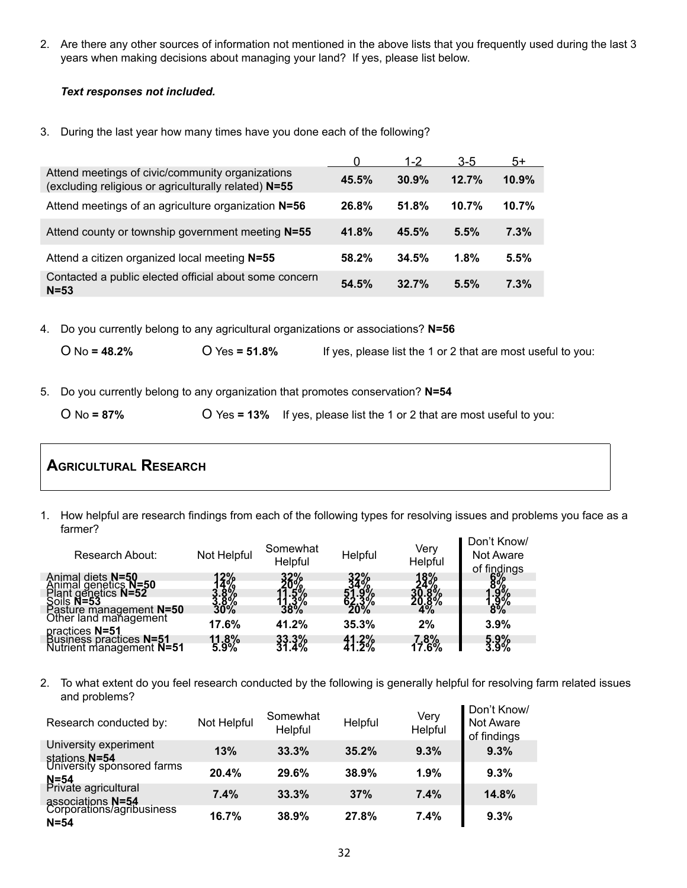2. Are there any other sources of information not mentioned in the above lists that you frequently used during the last 3 years when making decisions about managing your land? If yes, please list below.

***Text responses not included.***

3. During the last year how many times have you done each of the following?

| | 0 | 1-2 | 3-5 | 5+ |
|---|---|---|---|---|
| Attend meetings of civic/community organizations (excluding religious or agriculturally related) **N=55** | **45.5%** | **30.9%** | **12.7%** | **10.9%** |
| Attend meetings of an agriculture organization **N=56** | **26.8%** | **51.8%** | **10.7%** | **10.7%** |
| Attend county or township government meeting **N=55** | **41.8%** | **45.5%** | **5.5%** | **7.3%** |
| Attend a citizen organized local meeting **N=55** | **58.2%** | **34.5%** | **1.8%** | **5.5%** |
| Contacted a public elected official about some concern **N=53** | **54.5%** | **32.7%** | **5.5%** | **7.3%** |

4. Do you currently belong to any agricultural organizations or associations? **N=56**

O No **= 48.2%** O Yes **= 51.8%** If yes, please list the 1 or 2 that are most useful to you:

5. Do you currently belong to any organization that promotes conservation? **N=54**

O No **= 87%** O Yes **= 13%** If yes, please list the 1 or 2 that are most useful to you:

## Agricultural Research

1. How helpful are research findings from each of the following types for resolving issues and problems you face as a farmer?

| Research About: | Not Helpful | Somewhat Helpful | Helpful | Very Helpful | Don't Know/ Not Aware of findings |
|---|---|---|---|---|---|
| Animal diets **N=50** | **12%** | **32%** | **32%** | **18%** | **6%** |
| Animal genetics **N=50** | **14%** | **20%** | **34%** | **24%** | **8%** |
| Plant genetics **N=52** | **3.8%** | **11.5%** | **51.9%** | **30.8%** | **1.9%** |
| Soils **N=53** | **3.8%** | **11.3%** | **62.3%** | **20.8%** | **1.9%** |
| Pasture management **N=50** | **30%** | **38%** | **20%** | **4%** | **8%** |
| Other land management practices **N=51** | **17.6%** | **41.2%** | **35.3%** | **2%** | **3.9%** |
| Business practices **N=51** | **11.8%** | **33.3%** | **41.2%** | **7.8%** | **5.9%** |
| Nutrient management **N=51** | **5.9%** | **31.4%** | **41.2%** | **17.6%** | **3.9%** |

2. To what extent do you feel research conducted by the following is generally helpful for resolving farm related issues and problems?

| Research conducted by: | Not Helpful | Somewhat Helpful | Helpful | Very Helpful | Don't Know/ Not Aware of findings |
|---|---|---|---|---|---|
| University experiment stations **N=54** | **13%** | **33.3%** | **35.2%** | **9.3%** | **9.3%** |
| University sponsored farms **N=54** | **20.4%** | **29.6%** | **38.9%** | **1.9%** | **9.3%** |
| Private agricultural associations **N=54** | **7.4%** | **33.3%** | **37%** | **7.4%** | **14.8%** |
| Corporations/agribusiness **N=54** | **16.7%** | **38.9%** | **27.8%** | **7.4%** | **9.3%** |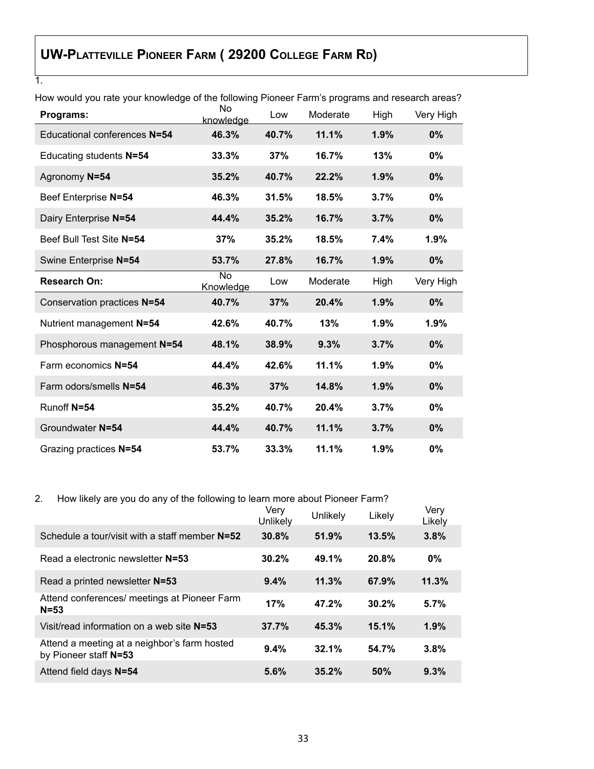## UW-Platteville Pioneer Farm ( 29200 College Farm Rd)

1.

How would you rate your knowledge of the following Pioneer Farm's programs and research areas?

| Programs: | No knowledge | Low | Moderate | High | Very High |
|---|---|---|---|---|---|
| Educational conferences **N=54** | **46.3%** | **40.7%** | **11.1%** | **1.9%** | **0%** |
| Educating students **N=54** | **33.3%** | **37%** | **16.7%** | **13%** | **0%** |
| Agronomy **N=54** | **35.2%** | **40.7%** | **22.2%** | **1.9%** | **0%** |
| Beef Enterprise **N=54** | **46.3%** | **31.5%** | **18.5%** | **3.7%** | **0%** |
| Dairy Enterprise **N=54** | **44.4%** | **35.2%** | **16.7%** | **3.7%** | **0%** |
| Beef Bull Test Site **N=54** | **37%** | **35.2%** | **18.5%** | **7.4%** | **1.9%** |
| Swine Enterprise **N=54** | **53.7%** | **27.8%** | **16.7%** | **1.9%** | **0%** |
| **Research On:** | No Knowledge | Low | Moderate | High | Very High |
| Conservation practices **N=54** | **40.7%** | **37%** | **20.4%** | **1.9%** | **0%** |
| Nutrient management **N=54** | **42.6%** | **40.7%** | **13%** | **1.9%** | **1.9%** |
| Phosphorous management **N=54** | **48.1%** | **38.9%** | **9.3%** | **3.7%** | **0%** |
| Farm economics **N=54** | **44.4%** | **42.6%** | **11.1%** | **1.9%** | **0%** |
| Farm odors/smells **N=54** | **46.3%** | **37%** | **14.8%** | **1.9%** | **0%** |
| Runoff **N=54** | **35.2%** | **40.7%** | **20.4%** | **3.7%** | **0%** |
| Groundwater **N=54** | **44.4%** | **40.7%** | **11.1%** | **3.7%** | **0%** |
| Grazing practices **N=54** | **53.7%** | **33.3%** | **11.1%** | **1.9%** | **0%** |

2. How likely are you do any of the following to learn more about Pioneer Farm?

| | Very Unlikely | Unlikely | Likely | Very Likely |
|---|---|---|---|---|
| Schedule a tour/visit with a staff member **N=52** | **30.8%** | **51.9%** | **13.5%** | **3.8%** |
| Read a electronic newsletter **N=53** | **30.2%** | **49.1%** | **20.8%** | **0%** |
| Read a printed newsletter **N=53** | **9.4%** | **11.3%** | **67.9%** | **11.3%** |
| Attend conferences/ meetings at Pioneer Farm **N=53** | **17%** | **47.2%** | **30.2%** | **5.7%** |
| Visit/read information on a web site **N=53** | **37.7%** | **45.3%** | **15.1%** | **1.9%** |
| Attend a meeting at a neighbor's farm hosted by Pioneer staff **N=53** | **9.4%** | **32.1%** | **54.7%** | **3.8%** |
| Attend field days **N=54** | **5.6%** | **35.2%** | **50%** | **9.3%** |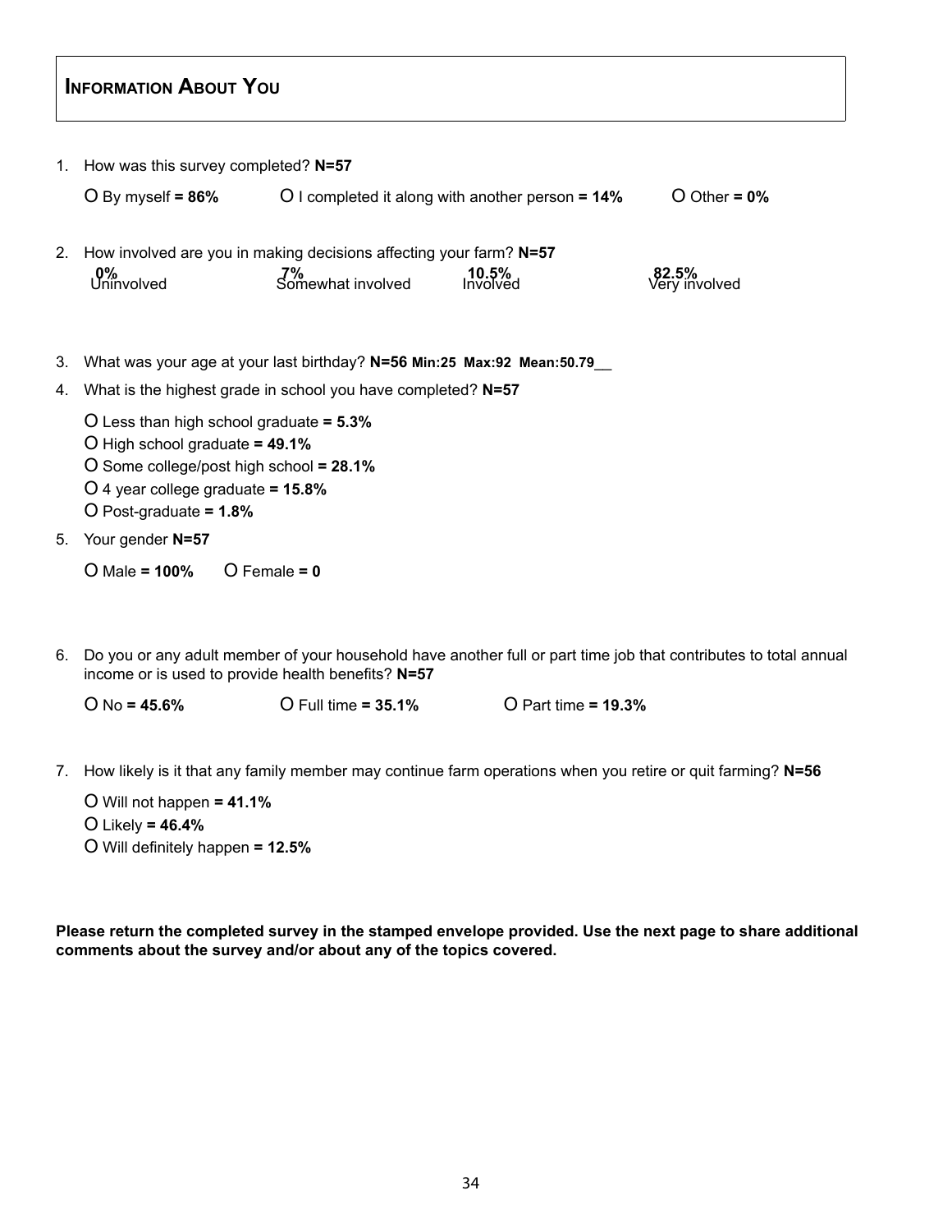## Information About You

1. How was this survey completed? **N=57**

   O By myself **= 86%**   O I completed it along with another person **= 14%**   O Other **= 0%**

2. How involved are you in making decisions affecting your farm? **N=57**

   | **0%** Uninvolved | **7%** Somewhat involved | **10.5%** Involved | **82.5%** Very involved |
   |---|---|---|---|

3. What was your age at your last birthday? **N=56 Min:25 Max:92 Mean:50.79**__

4. What is the highest grade in school you have completed? **N=57**

   O Less than high school graduate **= 5.3%**
   O High school graduate **= 49.1%**
   O Some college/post high school **= 28.1%**
   O 4 year college graduate **= 15.8%**
   O Post-graduate **= 1.8%**

5. Your gender **N=57**

   O Male **= 100%**   O Female **= 0**

6. Do you or any adult member of your household have another full or part time job that contributes to total annual income or is used to provide health benefits? **N=57**

   O No **= 45.6%**   O Full time **= 35.1%**   O Part time **= 19.3%**

7. How likely is it that any family member may continue farm operations when you retire or quit farming? **N=56**

   O Will not happen **= 41.1%**
   O Likely **= 46.4%**
   O Will definitely happen **= 12.5%**

**Please return the completed survey in the stamped envelope provided. Use the next page to share additional comments about the survey and/or about any of the topics covered.**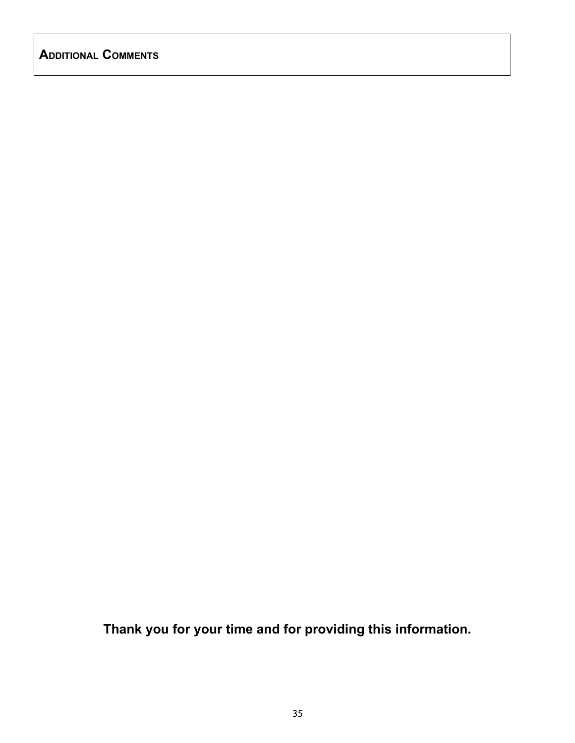## ADDITIONAL COMMENTS

**Thank you for your time and for providing this information.**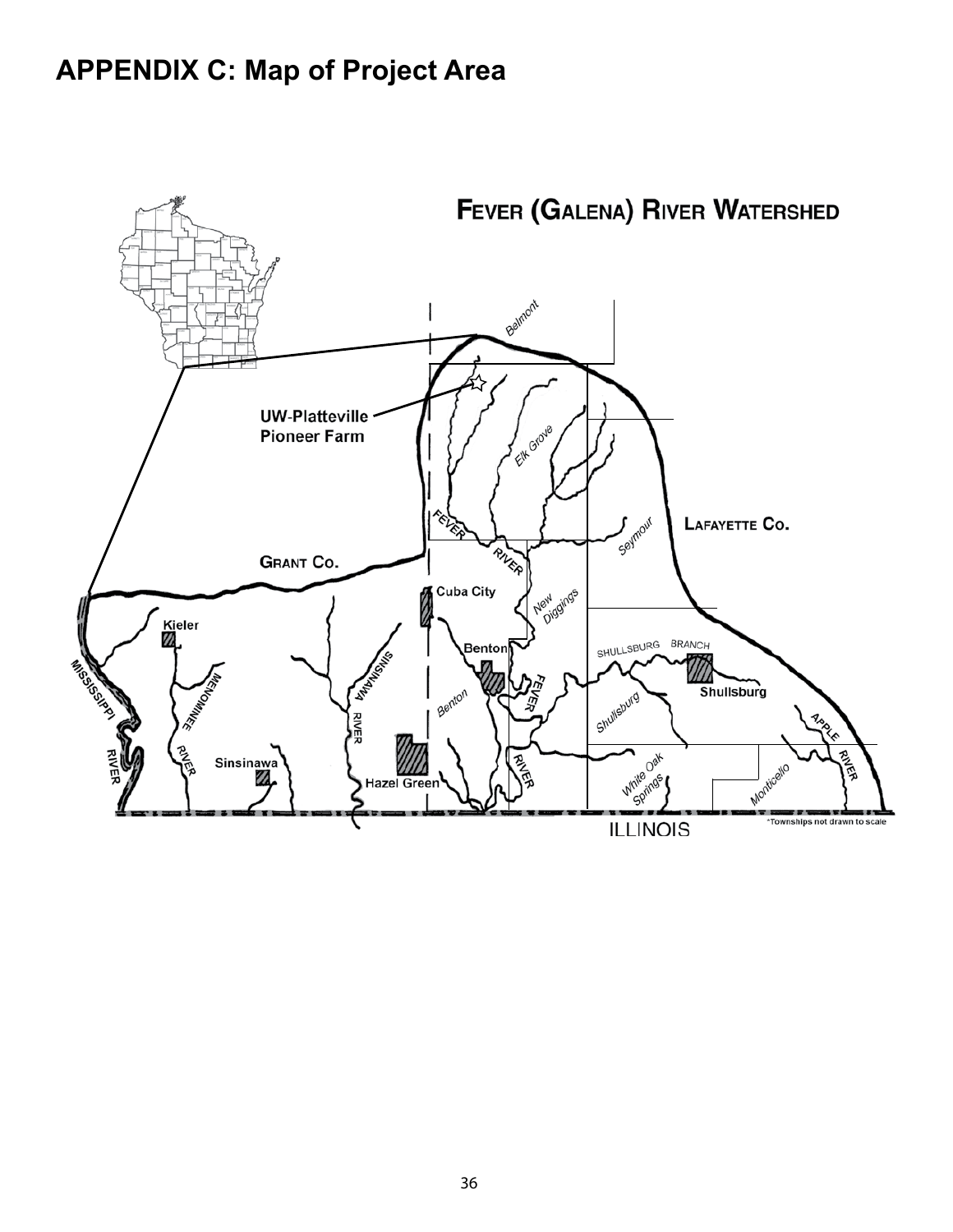## APPENDIX C: Map of Project Area

FEVER (GALENA) RIVER WATERSHED

UW-Platteville Pioneer Farm

Belmont

Elk Grove

Seymour

LAFAYETTE CO.

GRANT CO.

FEVER RIVER

Cuba City

New Diggings

Kieler

Benton

SHULLSBURG BRANCH

Shullsburg

MISSISSIPPI RIVER

MENOMINEE RIVER

SINSINAWA RIVER

Benton

FEVER RIVER

Shullsburg

APPLE RIVER

Sinsinawa

Hazel Green

White Oak Springs

Monticello

ILLINOIS

*Townships not drawn to scale